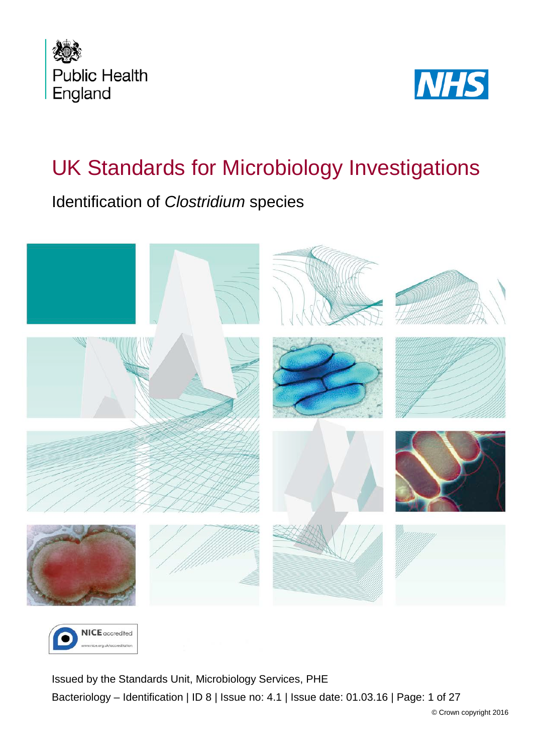Public Health England

NHS

# UK Standards for Microbiology Investigations

## Identification of *Clostridium* species

NICE accredited

www.nice.org.uk/accreditation

Issued by the Standards Unit, Microbiology Services, PHE

Bacteriology – Identification | ID 8 | Issue no: 4.1 | Issue date: 01.03.16 | Page: 1 of 27

© Crown copyright 2016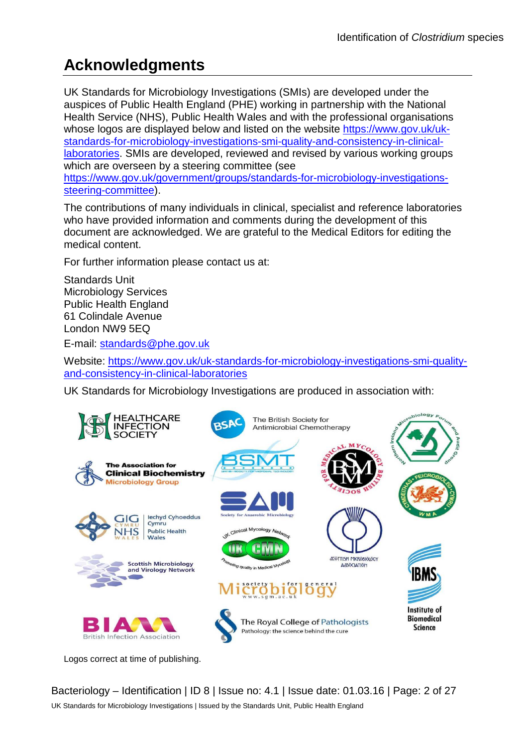# Acknowledgments

UK Standards for Microbiology Investigations (SMIs) are developed under the auspices of Public Health England (PHE) working in partnership with the National Health Service (NHS), Public Health Wales and with the professional organisations whose logos are displayed below and listed on the website https://www.gov.uk/uk-standards-for-microbiology-investigations-smi-quality-and-consistency-in-clinical-laboratories. SMIs are developed, reviewed and revised by various working groups which are overseen by a steering committee (see https://www.gov.uk/government/groups/standards-for-microbiology-investigations-steering-committee).

The contributions of many individuals in clinical, specialist and reference laboratories who have provided information and comments during the development of this document are acknowledged. We are grateful to the Medical Editors for editing the medical content.

For further information please contact us at:

Standards Unit
Microbiology Services
Public Health England
61 Colindale Avenue
London NW9 5EQ

E-mail: standards@phe.gov.uk

Website: https://www.gov.uk/uk-standards-for-microbiology-investigations-smi-quality-and-consistency-in-clinical-laboratories

UK Standards for Microbiology Investigations are produced in association with:

Logos correct at time of publishing.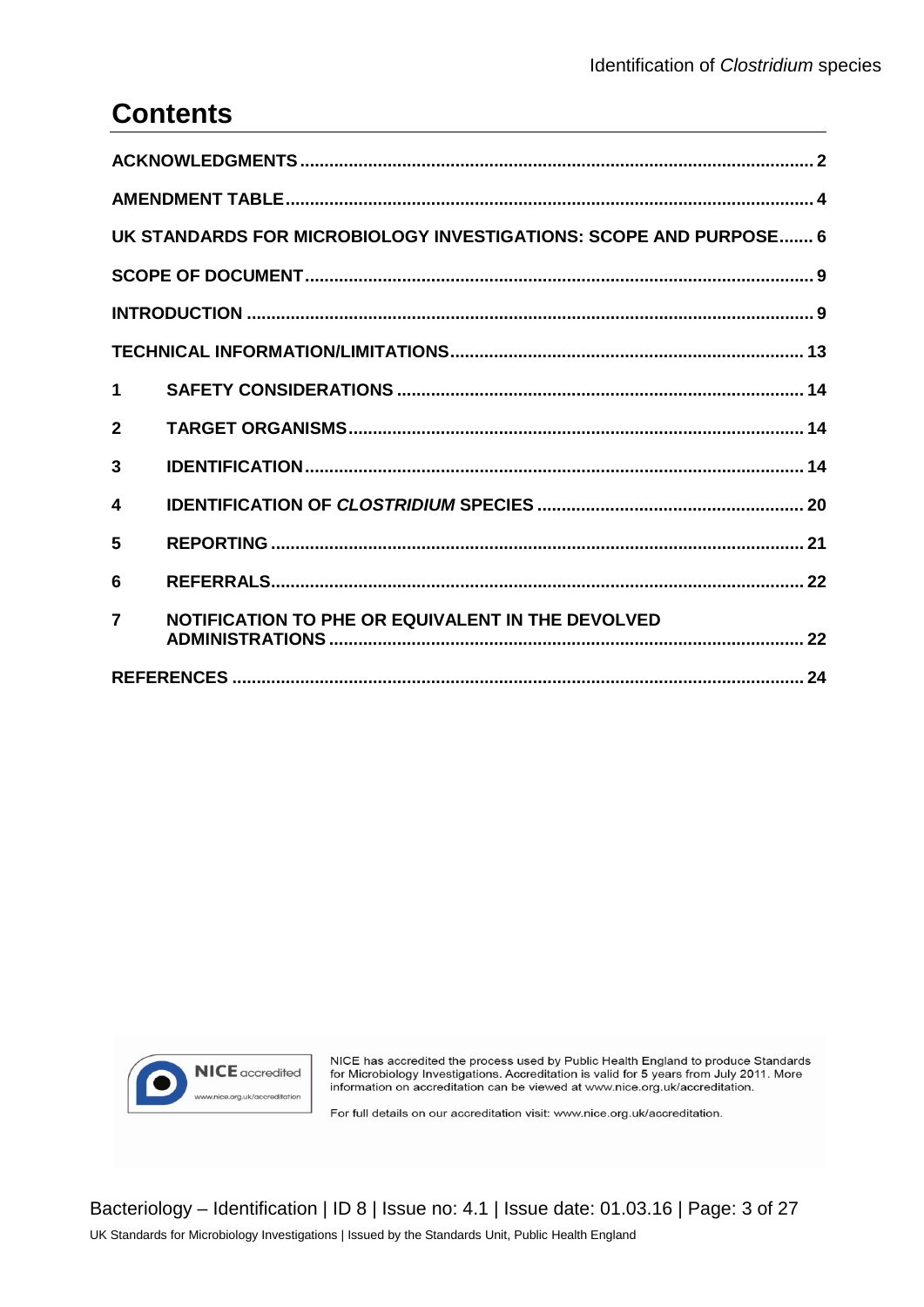# Contents

ACKNOWLEDGMENTS ........................................................................................................ 2

AMENDMENT TABLE ........................................................................................................ 4

UK STANDARDS FOR MICROBIOLOGY INVESTIGATIONS: SCOPE AND PURPOSE ....... 6

SCOPE OF DOCUMENT ........................................................................................................ 9

INTRODUCTION ........................................................................................................ 9

TECHNICAL INFORMATION/LIMITATIONS ........................................................................ 13

1 SAFETY CONSIDERATIONS ........................................................................ 14

2 TARGET ORGANISMS ........................................................................ 14

3 IDENTIFICATION ........................................................................ 14

4 IDENTIFICATION OF *CLOSTRIDIUM* SPECIES ........................................................ 20

5 REPORTING ........................................................................ 21

6 REFERRALS ........................................................................ 22

7 NOTIFICATION TO PHE OR EQUIVALENT IN THE DEVOLVED ADMINISTRATIONS ........................................................................ 22

REFERENCES ........................................................................................................ 24

NICE accredited
www.nice.org.uk/accreditation

NICE has accredited the process used by Public Health England to produce Standards for Microbiology Investigations. Accreditation is valid for 5 years from July 2011. More information on accreditation can be viewed at www.nice.org.uk/accreditation.

For full details on our accreditation visit: www.nice.org.uk/accreditation.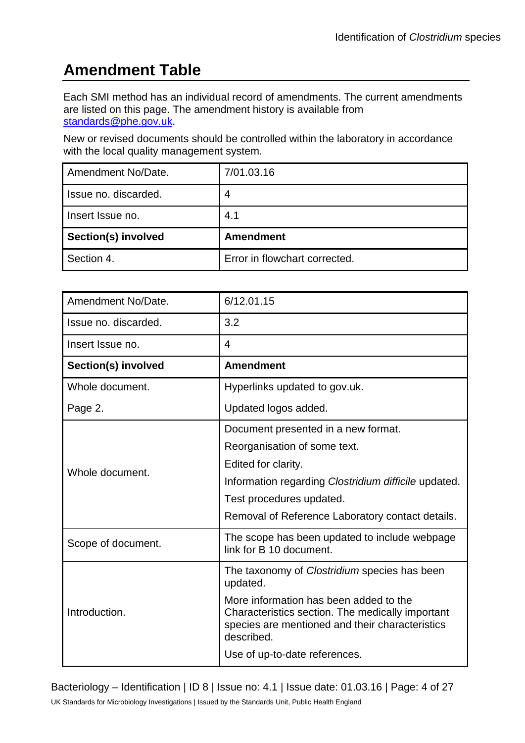# Amendment Table

Each SMI method has an individual record of amendments. The current amendments are listed on this page. The amendment history is available from [standards@phe.gov.uk](mailto:standards@phe.gov.uk).

New or revised documents should be controlled within the laboratory in accordance with the local quality management system.

| Amendment No/Date. | 7/01.03.16 |
|---|---|
| Issue no. discarded. | 4 |
| Insert Issue no. | 4.1 |
| **Section(s) involved** | **Amendment** |
| Section 4. | Error in flowchart corrected. |

| Amendment No/Date. | 6/12.01.15 |
|---|---|
| Issue no. discarded. | 3.2 |
| Insert Issue no. | 4 |
| **Section(s) involved** | **Amendment** |
| Whole document. | Hyperlinks updated to gov.uk. |
| Page 2. | Updated logos added. |
| Whole document. | Document presented in a new format.<br>Reorganisation of some text.<br>Edited for clarity.<br>Information regarding *Clostridium difficile* updated.<br>Test procedures updated.<br>Removal of Reference Laboratory contact details. |
| Scope of document. | The scope has been updated to include webpage link for B 10 document. |
| Introduction. | The taxonomy of *Clostridium* species has been updated.<br>More information has been added to the Characteristics section. The medically important species are mentioned and their characteristics described.<br>Use of up-to-date references. |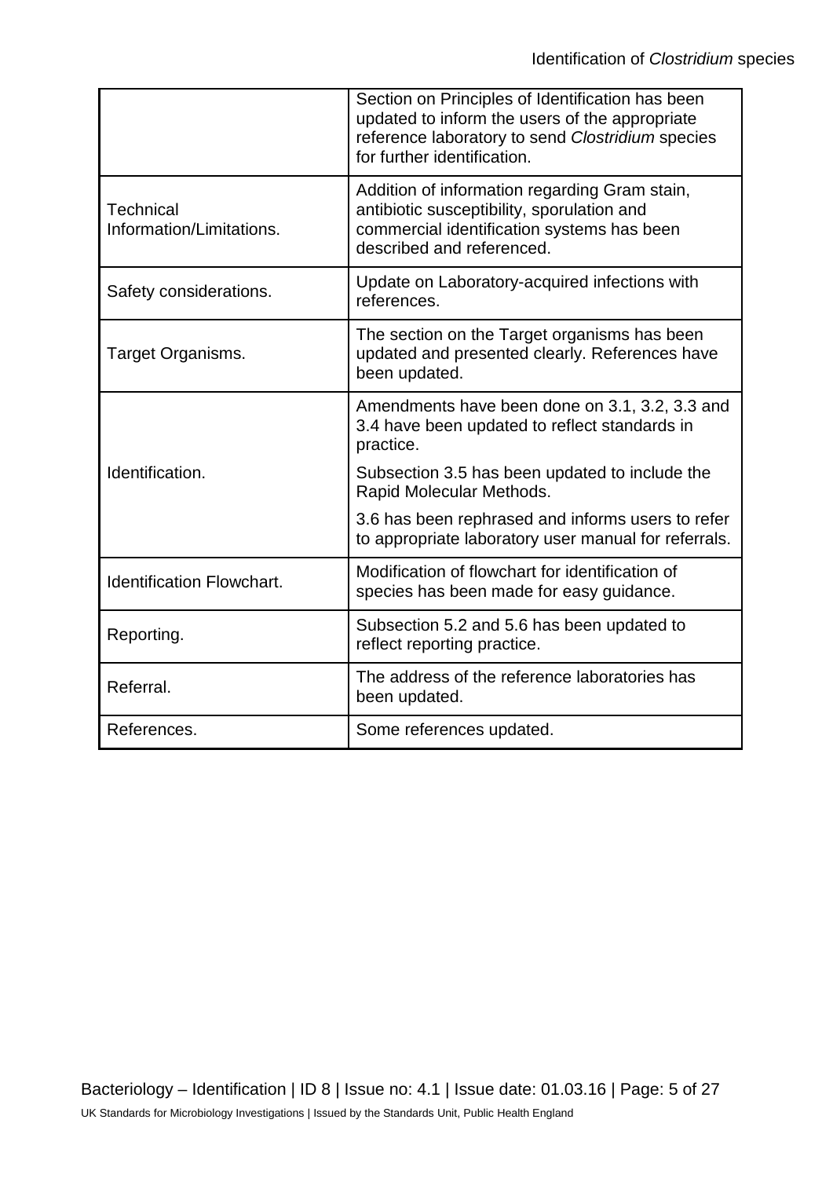| | |
|---|---|
| | Section on Principles of Identification has been updated to inform the users of the appropriate reference laboratory to send *Clostridium* species for further identification. |
| Technical Information/Limitations. | Addition of information regarding Gram stain, antibiotic susceptibility, sporulation and commercial identification systems has been described and referenced. |
| Safety considerations. | Update on Laboratory-acquired infections with references. |
| Target Organisms. | The section on the Target organisms has been updated and presented clearly. References have been updated. |
| Identification. | Amendments have been done on 3.1, 3.2, 3.3 and 3.4 have been updated to reflect standards in practice.<br><br>Subsection 3.5 has been updated to include the Rapid Molecular Methods.<br><br>3.6 has been rephrased and informs users to refer to appropriate laboratory user manual for referrals. |
| Identification Flowchart. | Modification of flowchart for identification of species has been made for easy guidance. |
| Reporting. | Subsection 5.2 and 5.6 has been updated to reflect reporting practice. |
| Referral. | The address of the reference laboratories has been updated. |
| References. | Some references updated. |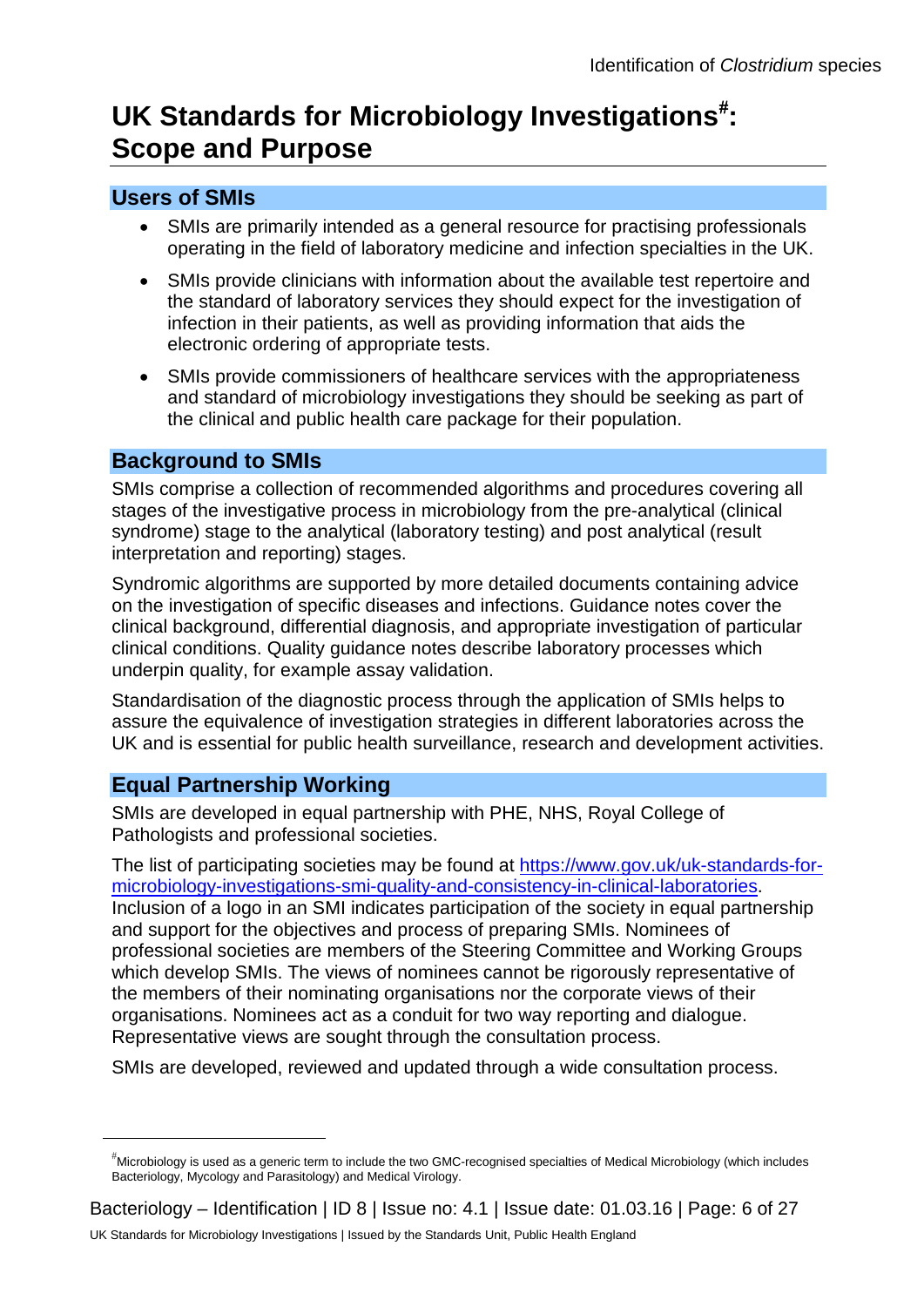# UK Standards for Microbiology Investigations[#]: Scope and Purpose

## Users of SMIs

- SMIs are primarily intended as a general resource for practising professionals operating in the field of laboratory medicine and infection specialties in the UK.
- SMIs provide clinicians with information about the available test repertoire and the standard of laboratory services they should expect for the investigation of infection in their patients, as well as providing information that aids the electronic ordering of appropriate tests.
- SMIs provide commissioners of healthcare services with the appropriateness and standard of microbiology investigations they should be seeking as part of the clinical and public health care package for their population.

## Background to SMIs

SMIs comprise a collection of recommended algorithms and procedures covering all stages of the investigative process in microbiology from the pre-analytical (clinical syndrome) stage to the analytical (laboratory testing) and post analytical (result interpretation and reporting) stages.

Syndromic algorithms are supported by more detailed documents containing advice on the investigation of specific diseases and infections. Guidance notes cover the clinical background, differential diagnosis, and appropriate investigation of particular clinical conditions. Quality guidance notes describe laboratory processes which underpin quality, for example assay validation.

Standardisation of the diagnostic process through the application of SMIs helps to assure the equivalence of investigation strategies in different laboratories across the UK and is essential for public health surveillance, research and development activities.

## Equal Partnership Working

SMIs are developed in equal partnership with PHE, NHS, Royal College of Pathologists and professional societies.

The list of participating societies may be found at [https://www.gov.uk/uk-standards-for-microbiology-investigations-smi-quality-and-consistency-in-clinical-laboratories](https://www.gov.uk/uk-standards-for-microbiology-investigations-smi-quality-and-consistency-in-clinical-laboratories). Inclusion of a logo in an SMI indicates participation of the society in equal partnership and support for the objectives and process of preparing SMIs. Nominees of professional societies are members of the Steering Committee and Working Groups which develop SMIs. The views of nominees cannot be rigorously representative of the members of their nominating organisations nor the corporate views of their organisations. Nominees act as a conduit for two way reporting and dialogue. Representative views are sought through the consultation process.

SMIs are developed, reviewed and updated through a wide consultation process.

---

[#] Microbiology is used as a generic term to include the two GMC-recognised specialties of Medical Microbiology (which includes Bacteriology, Mycology and Parasitology) and Medical Virology.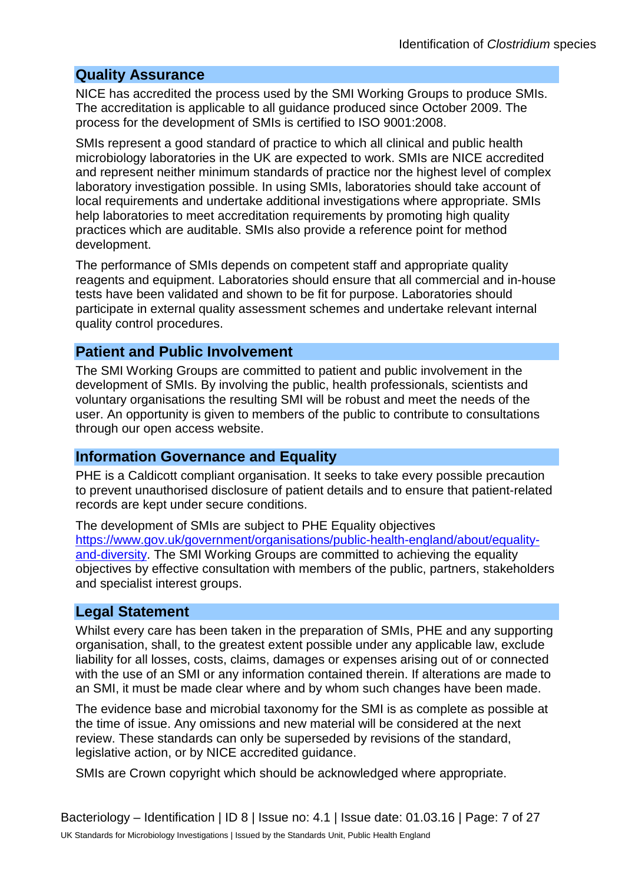## Quality Assurance

NICE has accredited the process used by the SMI Working Groups to produce SMIs. The accreditation is applicable to all guidance produced since October 2009. The process for the development of SMIs is certified to ISO 9001:2008.

SMIs represent a good standard of practice to which all clinical and public health microbiology laboratories in the UK are expected to work. SMIs are NICE accredited and represent neither minimum standards of practice nor the highest level of complex laboratory investigation possible. In using SMIs, laboratories should take account of local requirements and undertake additional investigations where appropriate. SMIs help laboratories to meet accreditation requirements by promoting high quality practices which are auditable. SMIs also provide a reference point for method development.

The performance of SMIs depends on competent staff and appropriate quality reagents and equipment. Laboratories should ensure that all commercial and in-house tests have been validated and shown to be fit for purpose. Laboratories should participate in external quality assessment schemes and undertake relevant internal quality control procedures.

## Patient and Public Involvement

The SMI Working Groups are committed to patient and public involvement in the development of SMIs. By involving the public, health professionals, scientists and voluntary organisations the resulting SMI will be robust and meet the needs of the user. An opportunity is given to members of the public to contribute to consultations through our open access website.

## Information Governance and Equality

PHE is a Caldicott compliant organisation. It seeks to take every possible precaution to prevent unauthorised disclosure of patient details and to ensure that patient-related records are kept under secure conditions.

The development of SMIs are subject to PHE Equality objectives [https://www.gov.uk/government/organisations/public-health-england/about/equality-and-diversity](https://www.gov.uk/government/organisations/public-health-england/about/equality-and-diversity). The SMI Working Groups are committed to achieving the equality objectives by effective consultation with members of the public, partners, stakeholders and specialist interest groups.

## Legal Statement

Whilst every care has been taken in the preparation of SMIs, PHE and any supporting organisation, shall, to the greatest extent possible under any applicable law, exclude liability for all losses, costs, claims, damages or expenses arising out of or connected with the use of an SMI or any information contained therein. If alterations are made to an SMI, it must be made clear where and by whom such changes have been made.

The evidence base and microbial taxonomy for the SMI is as complete as possible at the time of issue. Any omissions and new material will be considered at the next review. These standards can only be superseded by revisions of the standard, legislative action, or by NICE accredited guidance.

SMIs are Crown copyright which should be acknowledged where appropriate.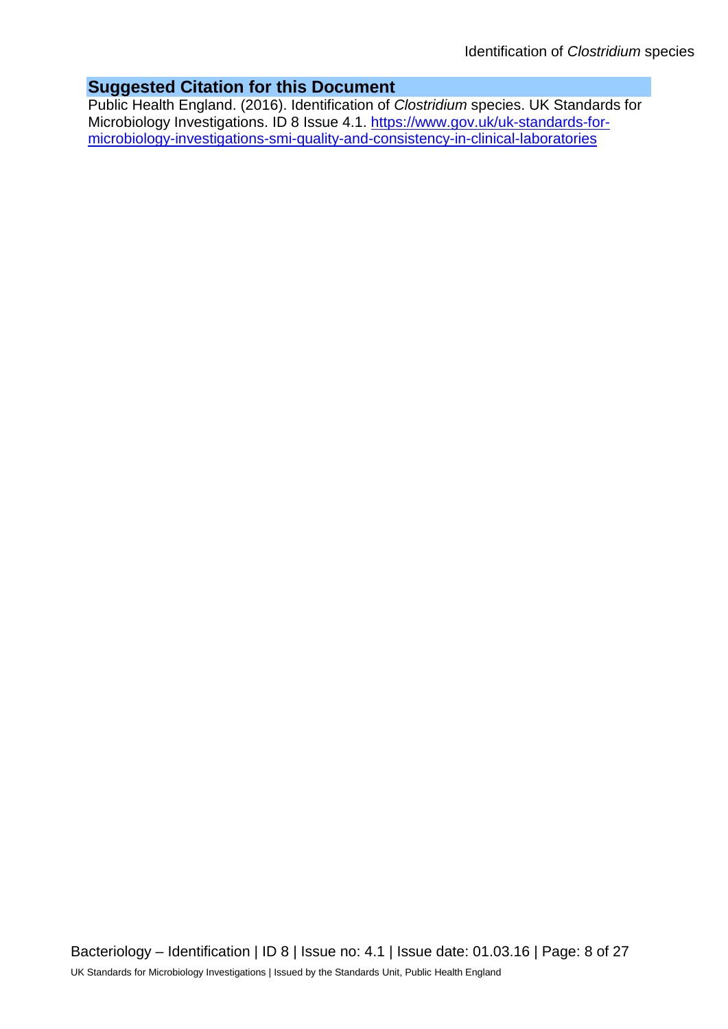## Suggested Citation for this Document

Public Health England. (2016). Identification of *Clostridium* species. UK Standards for Microbiology Investigations. ID 8 Issue 4.1. [https://www.gov.uk/uk-standards-for-microbiology-investigations-smi-quality-and-consistency-in-clinical-laboratories](https://www.gov.uk/uk-standards-for-microbiology-investigations-smi-quality-and-consistency-in-clinical-laboratories)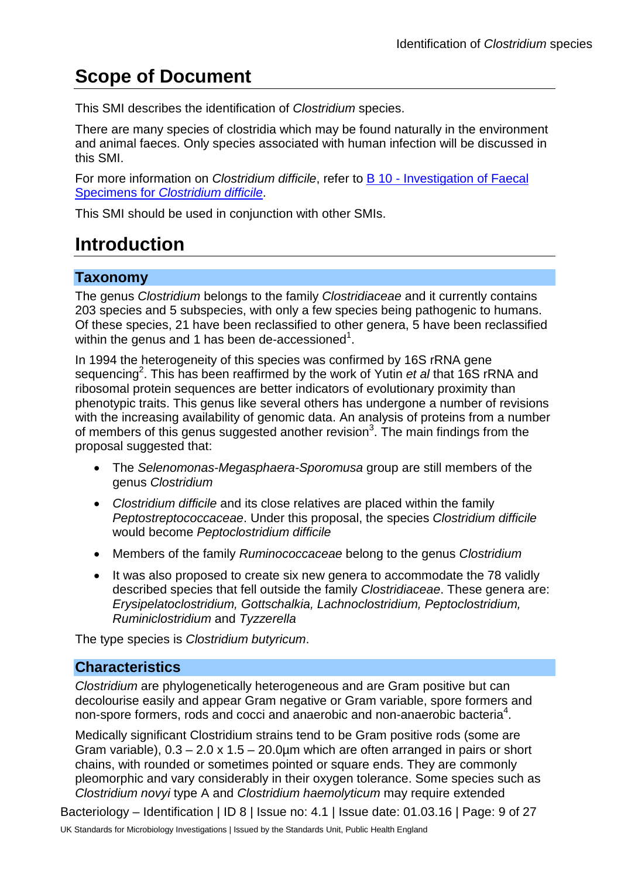# Scope of Document

This SMI describes the identification of *Clostridium* species.

There are many species of clostridia which may be found naturally in the environment and animal faeces. Only species associated with human infection will be discussed in this SMI.

For more information on *Clostridium difficile*, refer to [B 10 - Investigation of Faecal Specimens for *Clostridium difficile*](#).

This SMI should be used in conjunction with other SMIs.

# Introduction

## Taxonomy

The genus *Clostridium* belongs to the family *Clostridiaceae* and it currently contains 203 species and 5 subspecies, with only a few species being pathogenic to humans. Of these species, 21 have been reclassified to other genera, 5 have been reclassified within the genus and 1 has been de-accessioned[1].

In 1994 the heterogeneity of this species was confirmed by 16S rRNA gene sequencing[2]. This has been reaffirmed by the work of Yutin *et al* that 16S rRNA and ribosomal protein sequences are better indicators of evolutionary proximity than phenotypic traits. This genus like several others has undergone a number of revisions with the increasing availability of genomic data. An analysis of proteins from a number of members of this genus suggested another revision[3]. The main findings from the proposal suggested that:

- The *Selenomonas-Megasphaera-Sporomusa* group are still members of the genus *Clostridium*
- *Clostridium difficile* and its close relatives are placed within the family *Peptostreptococcaceae*. Under this proposal, the species *Clostridium difficile* would become *Peptoclostridium difficile*
- Members of the family *Ruminococcaceae* belong to the genus *Clostridium*
- It was also proposed to create six new genera to accommodate the 78 validly described species that fell outside the family *Clostridiaceae*. These genera are: *Erysipelatoclostridium, Gottschalkia, Lachnoclostridium, Peptoclostridium, Ruminiclostridium* and *Tyzzerella*

The type species is *Clostridium butyricum*.

## Characteristics

*Clostridium* are phylogenetically heterogeneous and are Gram positive but can decolourise easily and appear Gram negative or Gram variable, spore formers and non-spore formers, rods and cocci and anaerobic and non-anaerobic bacteria[4].

Medically significant Clostridium strains tend to be Gram positive rods (some are Gram variable), 0.3 – 2.0 x 1.5 – 20.0µm which are often arranged in pairs or short chains, with rounded or sometimes pointed or square ends. They are commonly pleomorphic and vary considerably in their oxygen tolerance. Some species such as *Clostridium novyi* type A and *Clostridium haemolyticum* may require extended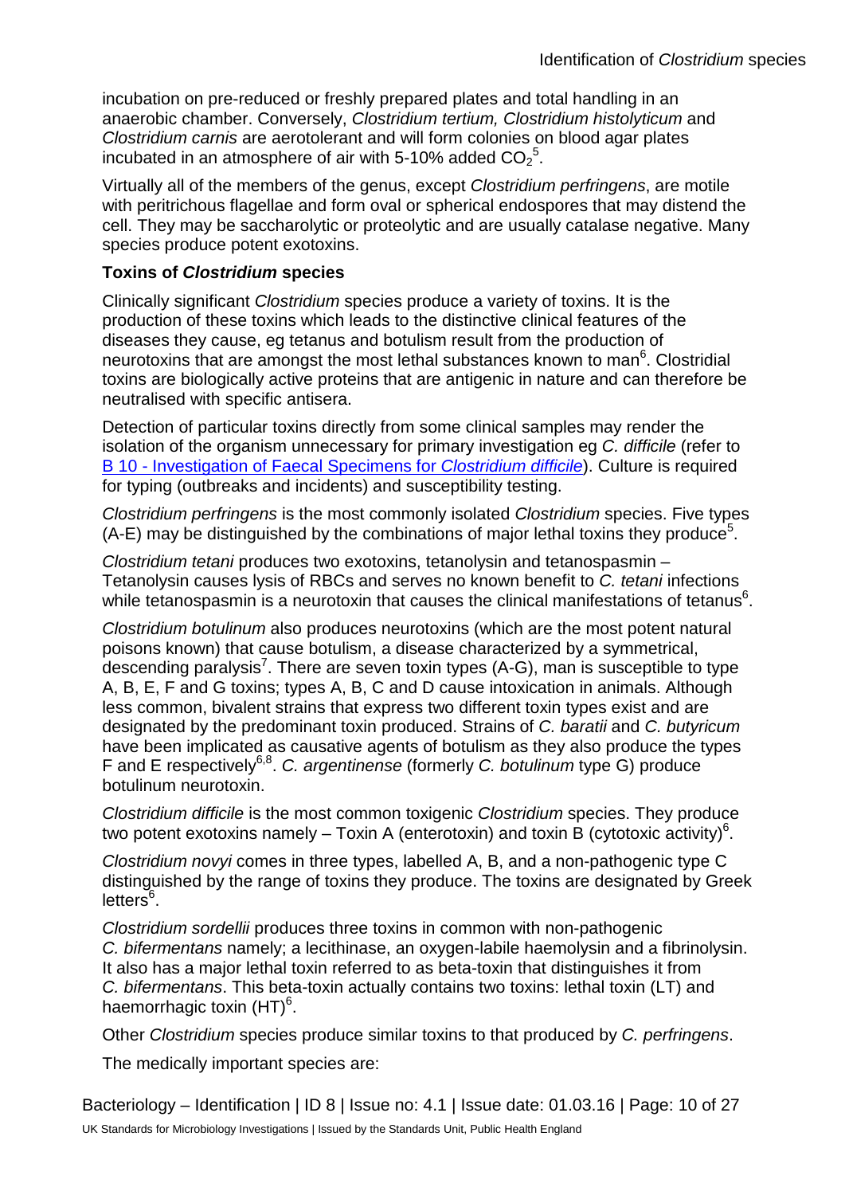incubation on pre-reduced or freshly prepared plates and total handling in an anaerobic chamber. Conversely, *Clostridium tertium, Clostridium histolyticum* and *Clostridium carnis* are aerotolerant and will form colonies on blood agar plates incubated in an atmosphere of air with 5-10% added $CO_2$[5].

Virtually all of the members of the genus, except *Clostridium perfringens*, are motile with peritrichous flagellae and form oval or spherical endospores that may distend the cell. They may be saccharolytic or proteolytic and are usually catalase negative. Many species produce potent exotoxins.

**Toxins of *Clostridium* species**

Clinically significant *Clostridium* species produce a variety of toxins. It is the production of these toxins which leads to the distinctive clinical features of the diseases they cause, eg tetanus and botulism result from the production of neurotoxins that are amongst the most lethal substances known to man[6]. Clostridial toxins are biologically active proteins that are antigenic in nature and can therefore be neutralised with specific antisera.

Detection of particular toxins directly from some clinical samples may render the isolation of the organism unnecessary for primary investigation eg *C. difficile* (refer to B 10 - Investigation of Faecal Specimens for *Clostridium difficile*). Culture is required for typing (outbreaks and incidents) and susceptibility testing.

*Clostridium perfringens* is the most commonly isolated *Clostridium* species. Five types (A-E) may be distinguished by the combinations of major lethal toxins they produce[5].

*Clostridium tetani* produces two exotoxins, tetanolysin and tetanospasmin – Tetanolysin causes lysis of RBCs and serves no known benefit to *C. tetani* infections while tetanospasmin is a neurotoxin that causes the clinical manifestations of tetanus[6].

*Clostridium botulinum* also produces neurotoxins (which are the most potent natural poisons known) that cause botulism, a disease characterized by a symmetrical, descending paralysis[7]. There are seven toxin types (A-G), man is susceptible to type A, B, E, F and G toxins; types A, B, C and D cause intoxication in animals. Although less common, bivalent strains that express two different toxin types exist and are designated by the predominant toxin produced. Strains of *C. baratii* and *C. butyricum* have been implicated as causative agents of botulism as they also produce the types F and E respectively[6,8]. *C. argentinense* (formerly *C. botulinum* type G) produce botulinum neurotoxin.

*Clostridium difficile* is the most common toxigenic *Clostridium* species. They produce two potent exotoxins namely – Toxin A (enterotoxin) and toxin B (cytotoxic activity)[6].

*Clostridium novyi* comes in three types, labelled A, B, and a non-pathogenic type C distinguished by the range of toxins they produce. The toxins are designated by Greek letters[6].

*Clostridium sordellii* produces three toxins in common with non-pathogenic *C. bifermentans* namely; a lecithinase, an oxygen-labile haemolysin and a fibrinolysin. It also has a major lethal toxin referred to as beta-toxin that distinguishes it from *C. bifermentans*. This beta-toxin actually contains two toxins: lethal toxin (LT) and haemorrhagic toxin (HT)[6].

Other *Clostridium* species produce similar toxins to that produced by *C. perfringens*.

The medically important species are: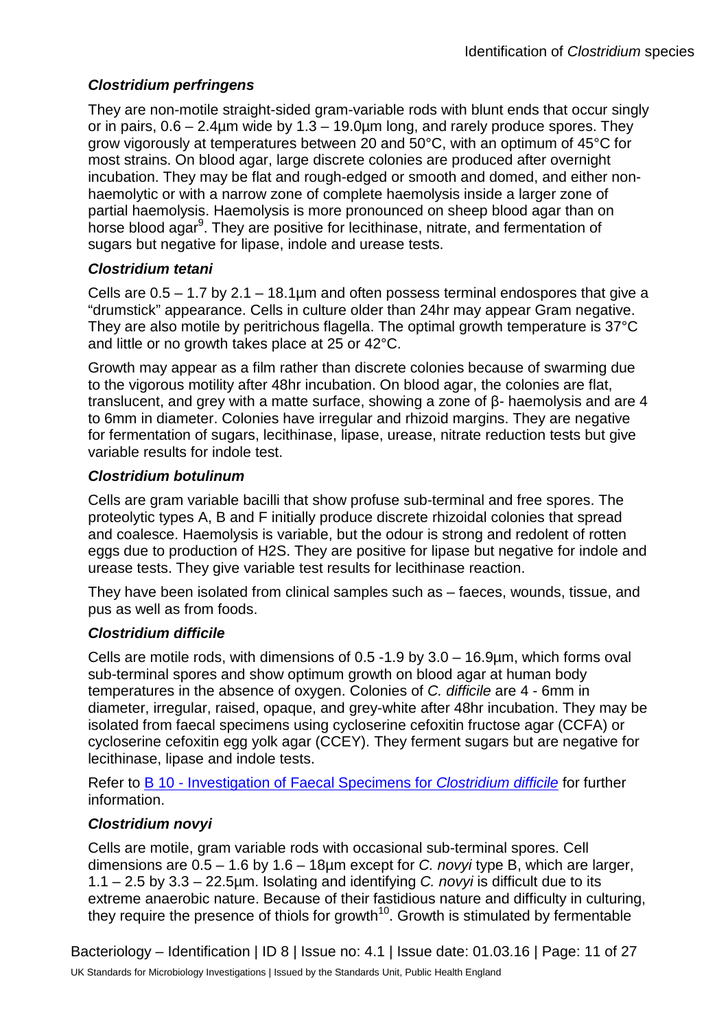### *Clostridium perfringens*

They are non-motile straight-sided gram-variable rods with blunt ends that occur singly or in pairs, 0.6 – 2.4µm wide by 1.3 – 19.0µm long, and rarely produce spores. They grow vigorously at temperatures between 20 and 50°C, with an optimum of 45°C for most strains. On blood agar, large discrete colonies are produced after overnight incubation. They may be flat and rough-edged or smooth and domed, and either non-haemolytic or with a narrow zone of complete haemolysis inside a larger zone of partial haemolysis. Haemolysis is more pronounced on sheep blood agar than on horse blood agar[9]. They are positive for lecithinase, nitrate, and fermentation of sugars but negative for lipase, indole and urease tests.

### *Clostridium tetani*

Cells are 0.5 – 1.7 by 2.1 – 18.1µm and often possess terminal endospores that give a "drumstick" appearance. Cells in culture older than 24hr may appear Gram negative. They are also motile by peritrichous flagella. The optimal growth temperature is 37°C and little or no growth takes place at 25 or 42°C.

Growth may appear as a film rather than discrete colonies because of swarming due to the vigorous motility after 48hr incubation. On blood agar, the colonies are flat, translucent, and grey with a matte surface, showing a zone of β- haemolysis and are 4 to 6mm in diameter. Colonies have irregular and rhizoid margins. They are negative for fermentation of sugars, lecithinase, lipase, urease, nitrate reduction tests but give variable results for indole test.

### *Clostridium botulinum*

Cells are gram variable bacilli that show profuse sub-terminal and free spores. The proteolytic types A, B and F initially produce discrete rhizoidal colonies that spread and coalesce. Haemolysis is variable, but the odour is strong and redolent of rotten eggs due to production of $H_2S$. They are positive for lipase but negative for indole and urease tests. They give variable test results for lecithinase reaction.

They have been isolated from clinical samples such as – faeces, wounds, tissue, and pus as well as from foods.

### *Clostridium difficile*

Cells are motile rods, with dimensions of 0.5 -1.9 by 3.0 – 16.9µm, which forms oval sub-terminal spores and show optimum growth on blood agar at human body temperatures in the absence of oxygen. Colonies of *C. difficile* are 4 - 6mm in diameter, irregular, raised, opaque, and grey-white after 48hr incubation. They may be isolated from faecal specimens using cycloserine cefoxitin fructose agar (CCFA) or cycloserine cefoxitin egg yolk agar (CCEY). They ferment sugars but are negative for lecithinase, lipase and indole tests.

Refer to [B 10 - Investigation of Faecal Specimens for *Clostridium difficile*]() for further information.

### *Clostridium novyi*

Cells are motile, gram variable rods with occasional sub-terminal spores. Cell dimensions are 0.5 – 1.6 by 1.6 – 18µm except for *C. novyi* type B, which are larger, 1.1 – 2.5 by 3.3 – 22.5µm. Isolating and identifying *C. novyi* is difficult due to its extreme anaerobic nature. Because of their fastidious nature and difficulty in culturing, they require the presence of thiols for growth[10]. Growth is stimulated by fermentable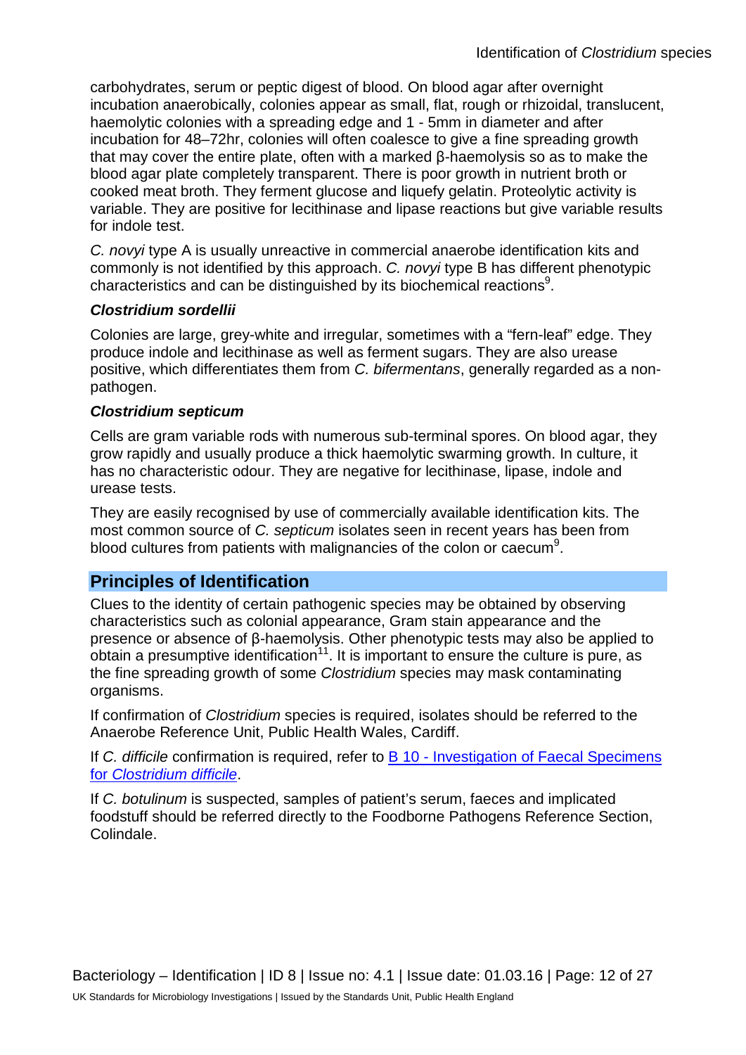carbohydrates, serum or peptic digest of blood. On blood agar after overnight incubation anaerobically, colonies appear as small, flat, rough or rhizoidal, translucent, haemolytic colonies with a spreading edge and 1 - 5mm in diameter and after incubation for 48–72hr, colonies will often coalesce to give a fine spreading growth that may cover the entire plate, often with a marked β-haemolysis so as to make the blood agar plate completely transparent. There is poor growth in nutrient broth or cooked meat broth. They ferment glucose and liquefy gelatin. Proteolytic activity is variable. They are positive for lecithinase and lipase reactions but give variable results for indole test.

*C. novyi* type A is usually unreactive in commercial anaerobe identification kits and commonly is not identified by this approach. *C. novyi* type B has different phenotypic characteristics and can be distinguished by its biochemical reactions[9].

#### *Clostridium sordellii*

Colonies are large, grey-white and irregular, sometimes with a "fern-leaf" edge. They produce indole and lecithinase as well as ferment sugars. They are also urease positive, which differentiates them from *C. bifermentans*, generally regarded as a non-pathogen.

#### *Clostridium septicum*

Cells are gram variable rods with numerous sub-terminal spores. On blood agar, they grow rapidly and usually produce a thick haemolytic swarming growth. In culture, it has no characteristic odour. They are negative for lecithinase, lipase, indole and urease tests.

They are easily recognised by use of commercially available identification kits. The most common source of *C. septicum* isolates seen in recent years has been from blood cultures from patients with malignancies of the colon or caecum[9].

## Principles of Identification

Clues to the identity of certain pathogenic species may be obtained by observing characteristics such as colonial appearance, Gram stain appearance and the presence or absence of β-haemolysis. Other phenotypic tests may also be applied to obtain a presumptive identification[11]. It is important to ensure the culture is pure, as the fine spreading growth of some *Clostridium* species may mask contaminating organisms.

If confirmation of *Clostridium* species is required, isolates should be referred to the Anaerobe Reference Unit, Public Health Wales, Cardiff.

If *C. difficile* confirmation is required, refer to B 10 - Investigation of Faecal Specimens for *Clostridium difficile*.

If *C. botulinum* is suspected, samples of patient's serum, faeces and implicated foodstuff should be referred directly to the Foodborne Pathogens Reference Section, Colindale.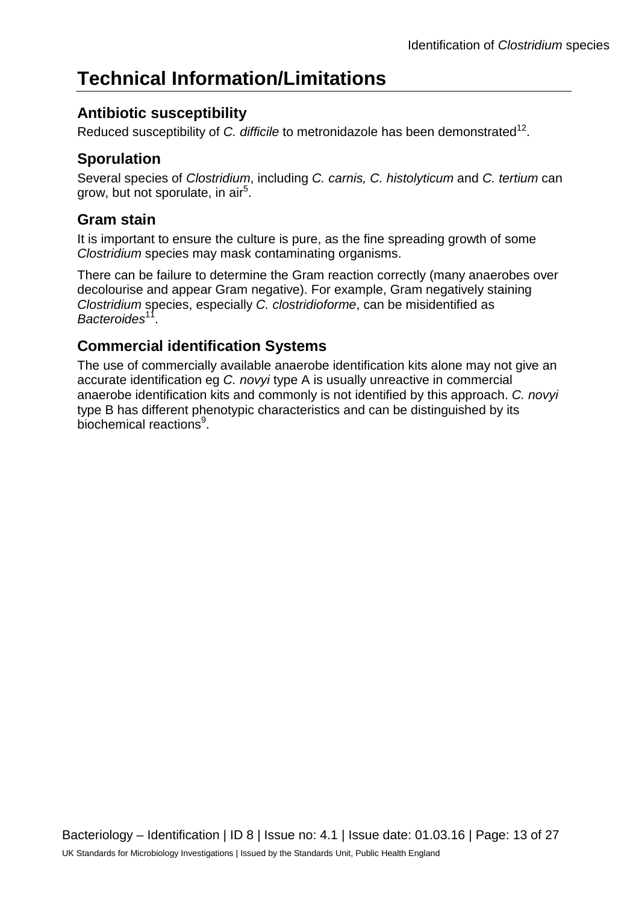# Technical Information/Limitations

## Antibiotic susceptibility

Reduced susceptibility of *C. difficile* to metronidazole has been demonstrated[12].

## Sporulation

Several species of *Clostridium*, including *C. carnis, C. histolyticum* and *C. tertium* can grow, but not sporulate, in air[5].

## Gram stain

It is important to ensure the culture is pure, as the fine spreading growth of some *Clostridium* species may mask contaminating organisms.

There can be failure to determine the Gram reaction correctly (many anaerobes over decolourise and appear Gram negative). For example, Gram negatively staining *Clostridium* species, especially *C. clostridioforme*, can be misidentified as *Bacteroides*[11].

## Commercial identification Systems

The use of commercially available anaerobe identification kits alone may not give an accurate identification eg *C. novyi* type A is usually unreactive in commercial anaerobe identification kits and commonly is not identified by this approach. *C. novyi* type B has different phenotypic characteristics and can be distinguished by its biochemical reactions[9].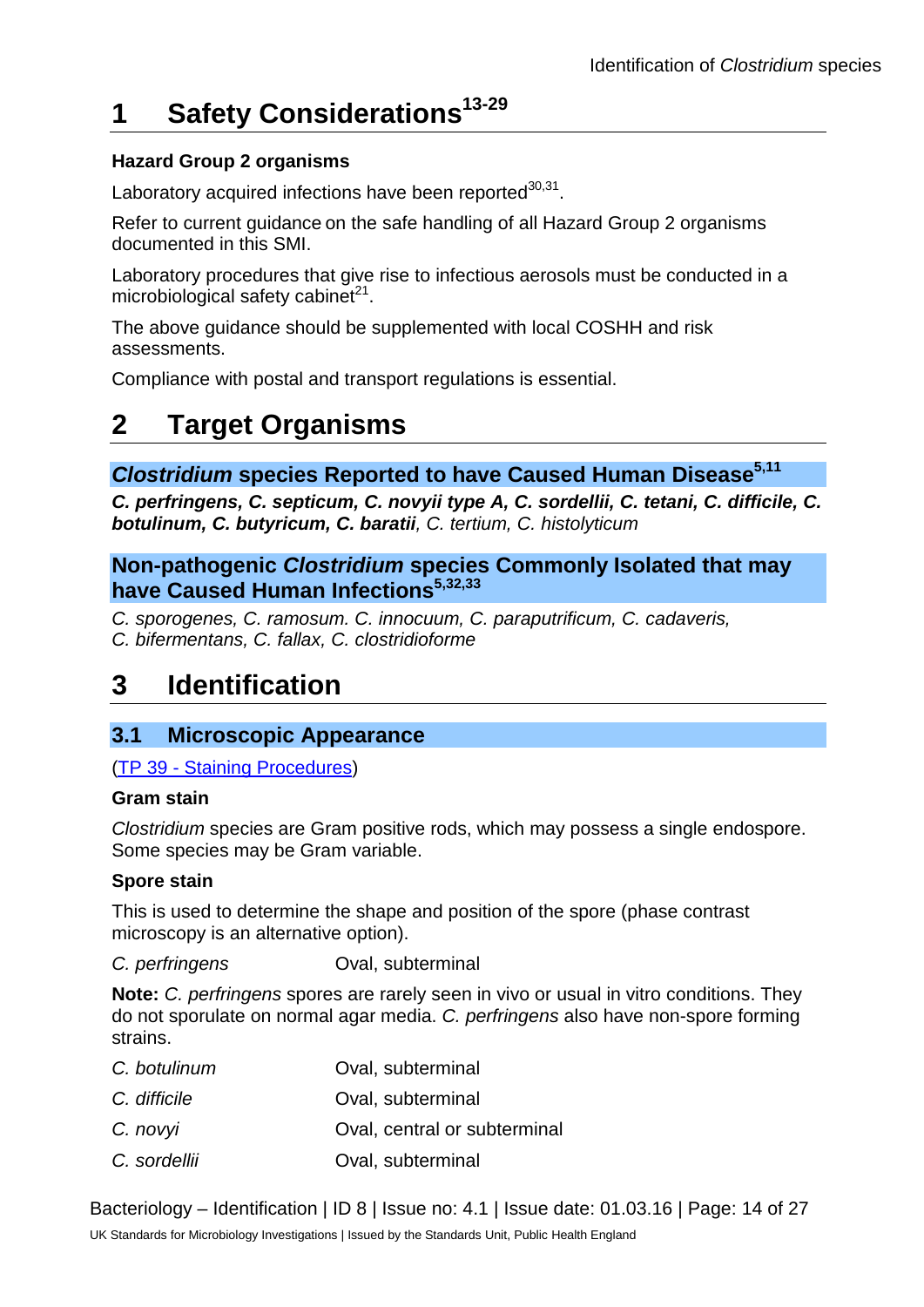# 1 Safety Considerations[13-29]

**Hazard Group 2 organisms**

Laboratory acquired infections have been reported[30,31].

Refer to current guidance on the safe handling of all Hazard Group 2 organisms documented in this SMI.

Laboratory procedures that give rise to infectious aerosols must be conducted in a microbiological safety cabinet[21].

The above guidance should be supplemented with local COSHH and risk assessments.

Compliance with postal and transport regulations is essential.

# 2 Target Organisms

### *Clostridium* species Reported to have Caused Human Disease[5,11]

***C. perfringens, C. septicum, C. novyii type A, C. sordellii, C. tetani, C. difficile, C. botulinum, C. butyricum, C. baratii****, C. tertium, C. histolyticum*

### Non-pathogenic *Clostridium* species Commonly Isolated that may have Caused Human Infections[5,32,33]

*C. sporogenes, C. ramosum. C. innocuum, C. paraputrificum, C. cadaveris, C. bifermentans, C. fallax, C. clostridioforme*

# 3 Identification

## 3.1 Microscopic Appearance

(TP 39 - Staining Procedures)

**Gram stain**

*Clostridium* species are Gram positive rods, which may possess a single endospore. Some species may be Gram variable.

**Spore stain**

This is used to determine the shape and position of the spore (phase contrast microscopy is an alternative option).

*C. perfringens* Oval, subterminal

**Note:** *C. perfringens* spores are rarely seen in vivo or usual in vitro conditions. They do not sporulate on normal agar media. *C. perfringens* also have non-spore forming strains.

*C. botulinum* Oval, subterminal

*C. difficile* Oval, subterminal

*C. novyi* Oval, central or subterminal

*C. sordellii* Oval, subterminal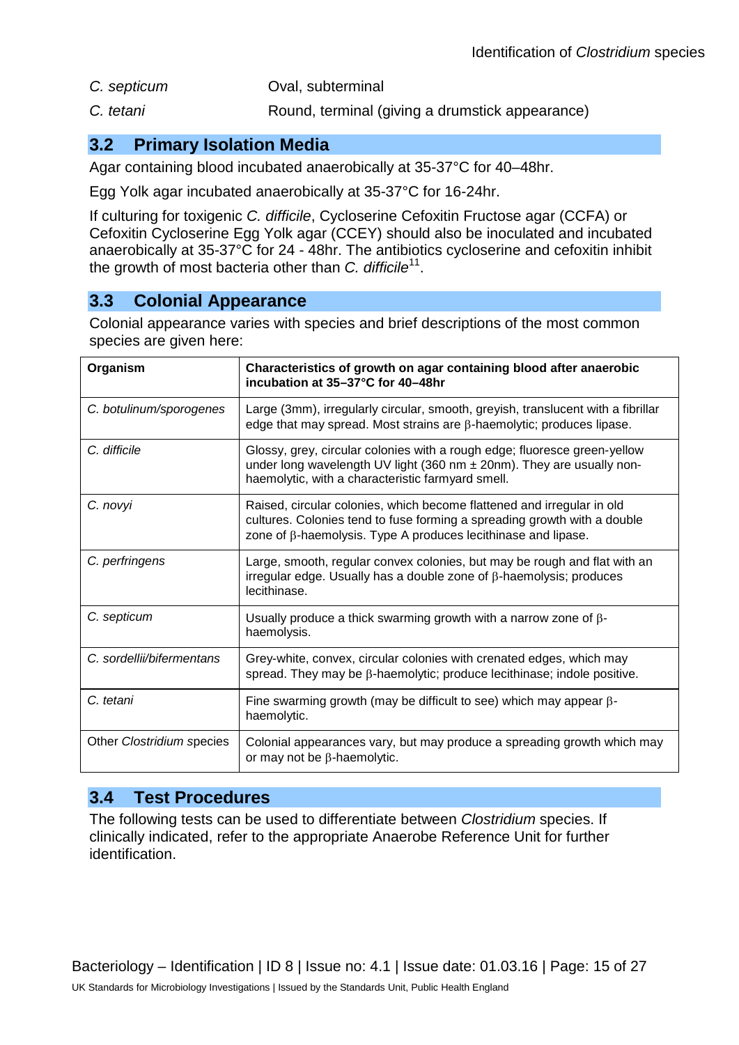| | |
|---|---|
| *C. septicum* | Oval, subterminal |
| *C. tetani* | Round, terminal (giving a drumstick appearance) |

## 3.2 Primary Isolation Media

Agar containing blood incubated anaerobically at 35-37°C for 40–48hr.

Egg Yolk agar incubated anaerobically at 35-37°C for 16-24hr.

If culturing for toxigenic *C. difficile*, Cycloserine Cefoxitin Fructose agar (CCFA) or Cefoxitin Cycloserine Egg Yolk agar (CCEY) should also be inoculated and incubated anaerobically at 35-37°C for 24 - 48hr. The antibiotics cycloserine and cefoxitin inhibit the growth of most bacteria other than *C. difficile*[11].

## 3.3 Colonial Appearance

Colonial appearance varies with species and brief descriptions of the most common species are given here:

| Organism | Characteristics of growth on agar containing blood after anaerobic incubation at 35–37°C for 40–48hr |
|---|---|
| *C. botulinum/sporogenes* | Large (3mm), irregularly circular, smooth, greyish, translucent with a fibrillar edge that may spread. Most strains are β-haemolytic; produces lipase. |
| *C. difficile* | Glossy, grey, circular colonies with a rough edge; fluoresce green-yellow under long wavelength UV light (360 nm ± 20nm). They are usually non-haemolytic, with a characteristic farmyard smell. |
| *C. novyi* | Raised, circular colonies, which become flattened and irregular in old cultures. Colonies tend to fuse forming a spreading growth with a double zone of β-haemolysis. Type A produces lecithinase and lipase. |
| *C. perfringens* | Large, smooth, regular convex colonies, but may be rough and flat with an irregular edge. Usually has a double zone of β-haemolysis; produces lecithinase. |
| *C. septicum* | Usually produce a thick swarming growth with a narrow zone of β-haemolysis. |
| *C. sordellii/bifermentans* | Grey-white, convex, circular colonies with crenated edges, which may spread. They may be β-haemolytic; produce lecithinase; indole positive. |
| *C. tetani* | Fine swarming growth (may be difficult to see) which may appear β-haemolytic. |
| Other *Clostridium* species | Colonial appearances vary, but may produce a spreading growth which may or may not be β-haemolytic. |

## 3.4 Test Procedures

The following tests can be used to differentiate between *Clostridium* species. If clinically indicated, refer to the appropriate Anaerobe Reference Unit for further identification.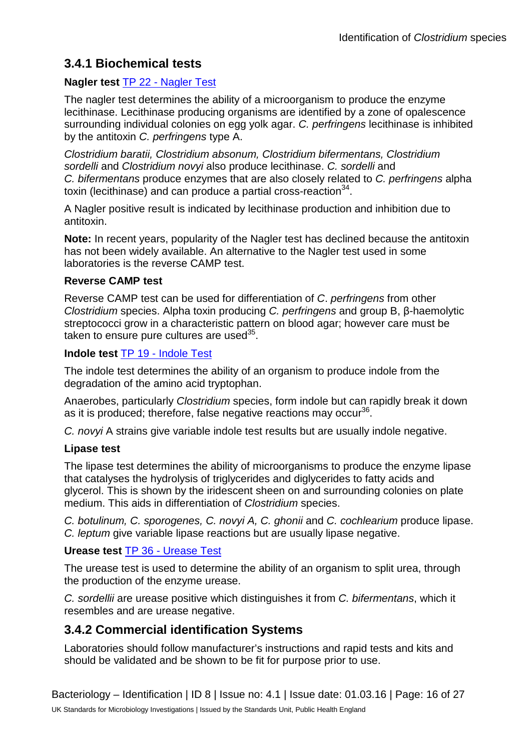### 3.4.1 Biochemical tests

**Nagler test** TP 22 - Nagler Test

The nagler test determines the ability of a microorganism to produce the enzyme lecithinase. Lecithinase producing organisms are identified by a zone of opalescence surrounding individual colonies on egg yolk agar. *C. perfringens* lecithinase is inhibited by the antitoxin *C. perfringens* type A.

*Clostridium baratii, Clostridium absonum, Clostridium bifermentans, Clostridium sordelli* and *Clostridium novyi* also produce lecithinase. *C. sordelli* and *C. bifermentans* produce enzymes that are also closely related to *C. perfringens* alpha toxin (lecithinase) and can produce a partial cross-reaction[34].

A Nagler positive result is indicated by lecithinase production and inhibition due to antitoxin.

**Note:** In recent years, popularity of the Nagler test has declined because the antitoxin has not been widely available. An alternative to the Nagler test used in some laboratories is the reverse CAMP test.

**Reverse CAMP test**

Reverse CAMP test can be used for differentiation of *C. perfringens* from other *Clostridium* species. Alpha toxin producing *C. perfringens* and group B, β-haemolytic streptococci grow in a characteristic pattern on blood agar; however care must be taken to ensure pure cultures are used[35].

**Indole test** TP 19 - Indole Test

The indole test determines the ability of an organism to produce indole from the degradation of the amino acid tryptophan.

Anaerobes, particularly *Clostridium* species, form indole but can rapidly break it down as it is produced; therefore, false negative reactions may occur[36].

*C. novyi* A strains give variable indole test results but are usually indole negative.

**Lipase test**

The lipase test determines the ability of microorganisms to produce the enzyme lipase that catalyses the hydrolysis of triglycerides and diglycerides to fatty acids and glycerol. This is shown by the iridescent sheen on and surrounding colonies on plate medium. This aids in differentiation of *Clostridium* species.

*C. botulinum, C. sporogenes, C. novyi A, C. ghonii* and *C. cochlearium* produce lipase. *C. leptum* give variable lipase reactions but are usually lipase negative.

**Urease test** TP 36 - Urease Test

The urease test is used to determine the ability of an organism to split urea, through the production of the enzyme urease.

*C. sordellii* are urease positive which distinguishes it from *C. bifermentans*, which it resembles and are urease negative.

### 3.4.2 Commercial identification Systems

Laboratories should follow manufacturer's instructions and rapid tests and kits and should be validated and be shown to be fit for purpose prior to use.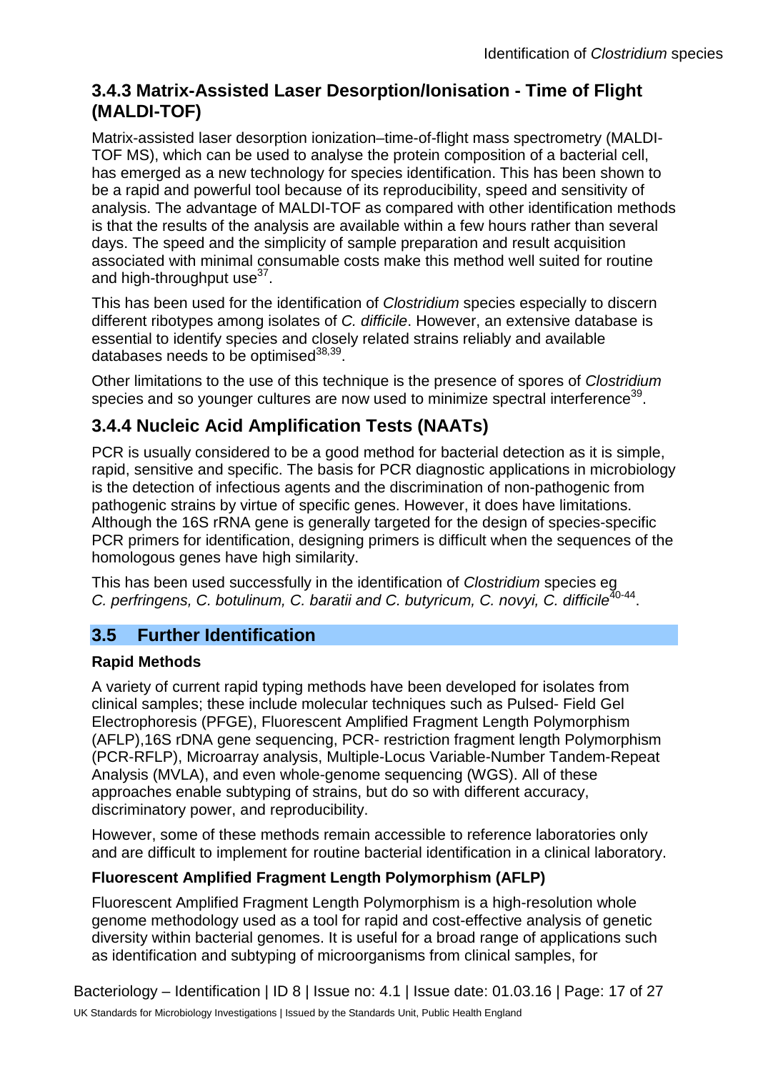### 3.4.3 Matrix-Assisted Laser Desorption/Ionisation - Time of Flight (MALDI-TOF)

Matrix-assisted laser desorption ionization–time-of-flight mass spectrometry (MALDI-TOF MS), which can be used to analyse the protein composition of a bacterial cell, has emerged as a new technology for species identification. This has been shown to be a rapid and powerful tool because of its reproducibility, speed and sensitivity of analysis. The advantage of MALDI-TOF as compared with other identification methods is that the results of the analysis are available within a few hours rather than several days. The speed and the simplicity of sample preparation and result acquisition associated with minimal consumable costs make this method well suited for routine and high-throughput use[37].

This has been used for the identification of *Clostridium* species especially to discern different ribotypes among isolates of *C. difficile*. However, an extensive database is essential to identify species and closely related strains reliably and available databases needs to be optimised[38,39].

Other limitations to the use of this technique is the presence of spores of *Clostridium* species and so younger cultures are now used to minimize spectral interference[39].

### 3.4.4 Nucleic Acid Amplification Tests (NAATs)

PCR is usually considered to be a good method for bacterial detection as it is simple, rapid, sensitive and specific. The basis for PCR diagnostic applications in microbiology is the detection of infectious agents and the discrimination of non-pathogenic from pathogenic strains by virtue of specific genes. However, it does have limitations. Although the 16S rRNA gene is generally targeted for the design of species-specific PCR primers for identification, designing primers is difficult when the sequences of the homologous genes have high similarity.

This has been used successfully in the identification of *Clostridium* species eg *C. perfringens, C. botulinum, C. baratii and C. butyricum, C. novyi, C. difficile*[40-44].

## 3.5 Further Identification

**Rapid Methods**

A variety of current rapid typing methods have been developed for isolates from clinical samples; these include molecular techniques such as Pulsed- Field Gel Electrophoresis (PFGE), Fluorescent Amplified Fragment Length Polymorphism (AFLP),16S rDNA gene sequencing, PCR- restriction fragment length Polymorphism (PCR-RFLP), Microarray analysis, Multiple-Locus Variable-Number Tandem-Repeat Analysis (MVLA), and even whole-genome sequencing (WGS). All of these approaches enable subtyping of strains, but do so with different accuracy, discriminatory power, and reproducibility.

However, some of these methods remain accessible to reference laboratories only and are difficult to implement for routine bacterial identification in a clinical laboratory.

**Fluorescent Amplified Fragment Length Polymorphism (AFLP)**

Fluorescent Amplified Fragment Length Polymorphism is a high-resolution whole genome methodology used as a tool for rapid and cost-effective analysis of genetic diversity within bacterial genomes. It is useful for a broad range of applications such as identification and subtyping of microorganisms from clinical samples, for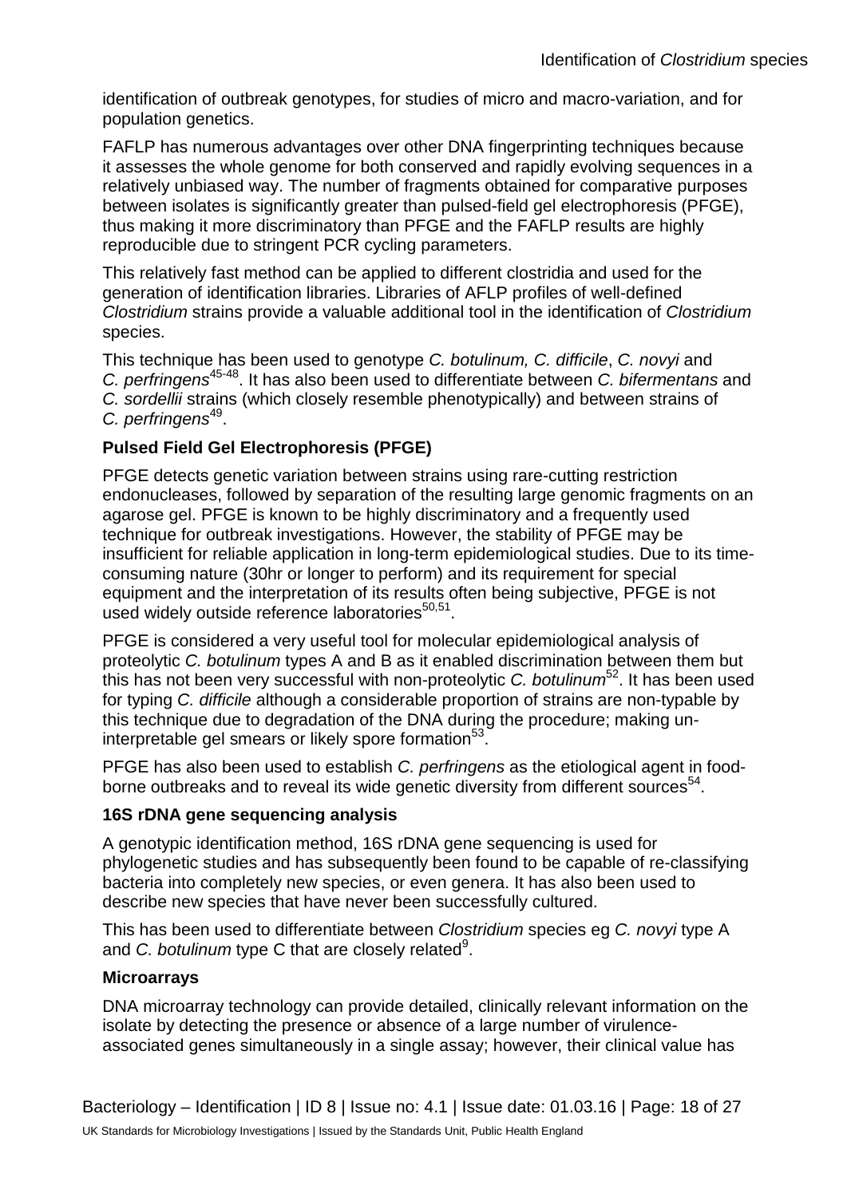identification of outbreak genotypes, for studies of micro and macro-variation, and for population genetics.

FAFLP has numerous advantages over other DNA fingerprinting techniques because it assesses the whole genome for both conserved and rapidly evolving sequences in a relatively unbiased way. The number of fragments obtained for comparative purposes between isolates is significantly greater than pulsed-field gel electrophoresis (PFGE), thus making it more discriminatory than PFGE and the FAFLP results are highly reproducible due to stringent PCR cycling parameters.

This relatively fast method can be applied to different clostridia and used for the generation of identification libraries. Libraries of AFLP profiles of well-defined *Clostridium* strains provide a valuable additional tool in the identification of *Clostridium* species.

This technique has been used to genotype *C. botulinum, C. difficile*, *C. novyi* and *C. perfringens*[45-48]. It has also been used to differentiate between *C. bifermentans* and *C. sordellii* strains (which closely resemble phenotypically) and between strains of *C. perfringens*[49].

**Pulsed Field Gel Electrophoresis (PFGE)**

PFGE detects genetic variation between strains using rare-cutting restriction endonucleases, followed by separation of the resulting large genomic fragments on an agarose gel. PFGE is known to be highly discriminatory and a frequently used technique for outbreak investigations. However, the stability of PFGE may be insufficient for reliable application in long-term epidemiological studies. Due to its time-consuming nature (30hr or longer to perform) and its requirement for special equipment and the interpretation of its results often being subjective, PFGE is not used widely outside reference laboratories[50,51].

PFGE is considered a very useful tool for molecular epidemiological analysis of proteolytic *C. botulinum* types A and B as it enabled discrimination between them but this has not been very successful with non-proteolytic *C. botulinum*[52]. It has been used for typing *C. difficile* although a considerable proportion of strains are non-typable by this technique due to degradation of the DNA during the procedure; making un-interpretable gel smears or likely spore formation[53].

PFGE has also been used to establish *C. perfringens* as the etiological agent in food-borne outbreaks and to reveal its wide genetic diversity from different sources[54].

**16S rDNA gene sequencing analysis**

A genotypic identification method, 16S rDNA gene sequencing is used for phylogenetic studies and has subsequently been found to be capable of re-classifying bacteria into completely new species, or even genera. It has also been used to describe new species that have never been successfully cultured.

This has been used to differentiate between *Clostridium* species eg *C. novyi* type A and *C. botulinum* type C that are closely related[9].

**Microarrays**

DNA microarray technology can provide detailed, clinically relevant information on the isolate by detecting the presence or absence of a large number of virulence-associated genes simultaneously in a single assay; however, their clinical value has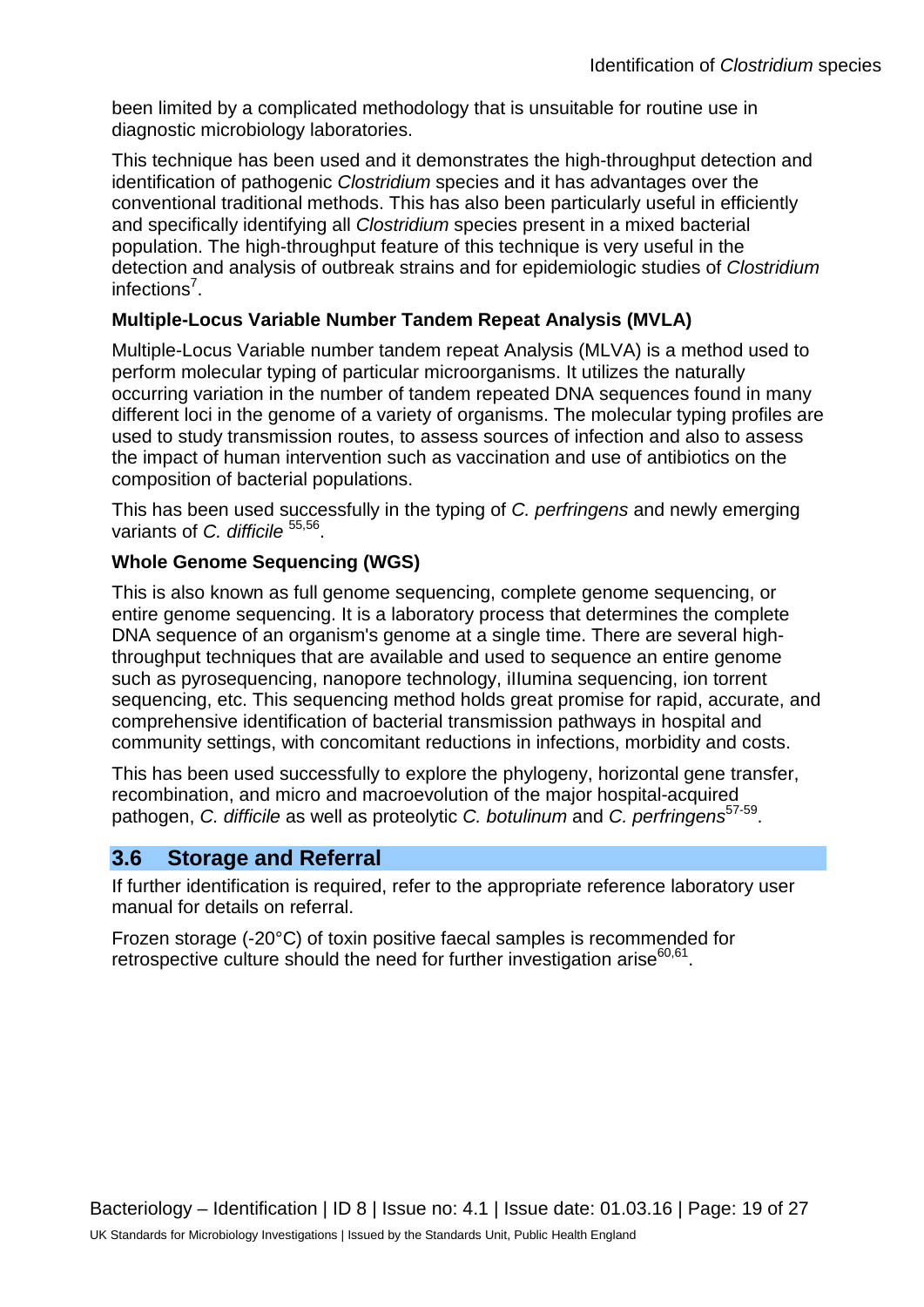been limited by a complicated methodology that is unsuitable for routine use in diagnostic microbiology laboratories.

This technique has been used and it demonstrates the high-throughput detection and identification of pathogenic *Clostridium* species and it has advantages over the conventional traditional methods. This has also been particularly useful in efficiently and specifically identifying all *Clostridium* species present in a mixed bacterial population. The high-throughput feature of this technique is very useful in the detection and analysis of outbreak strains and for epidemiologic studies of *Clostridium* infections[7].

**Multiple-Locus Variable Number Tandem Repeat Analysis (MVLA)**

Multiple-Locus Variable number tandem repeat Analysis (MLVA) is a method used to perform molecular typing of particular microorganisms. It utilizes the naturally occurring variation in the number of tandem repeated DNA sequences found in many different loci in the genome of a variety of organisms. The molecular typing profiles are used to study transmission routes, to assess sources of infection and also to assess the impact of human intervention such as vaccination and use of antibiotics on the composition of bacterial populations.

This has been used successfully in the typing of *C. perfringens* and newly emerging variants of *C. difficile* [55,56].

**Whole Genome Sequencing (WGS)**

This is also known as full genome sequencing, complete genome sequencing, or entire genome sequencing. It is a laboratory process that determines the complete DNA sequence of an organism's genome at a single time. There are several high-throughput techniques that are available and used to sequence an entire genome such as pyrosequencing, nanopore technology, iIlumina sequencing, ion torrent sequencing, etc. This sequencing method holds great promise for rapid, accurate, and comprehensive identification of bacterial transmission pathways in hospital and community settings, with concomitant reductions in infections, morbidity and costs.

This has been used successfully to explore the phylogeny, horizontal gene transfer, recombination, and micro and macroevolution of the major hospital-acquired pathogen, *C. difficile* as well as proteolytic *C. botulinum* and *C. perfringens*[57-59].

## 3.6 Storage and Referral

If further identification is required, refer to the appropriate reference laboratory user manual for details on referral.

Frozen storage (-20°C) of toxin positive faecal samples is recommended for retrospective culture should the need for further investigation arise[60,61].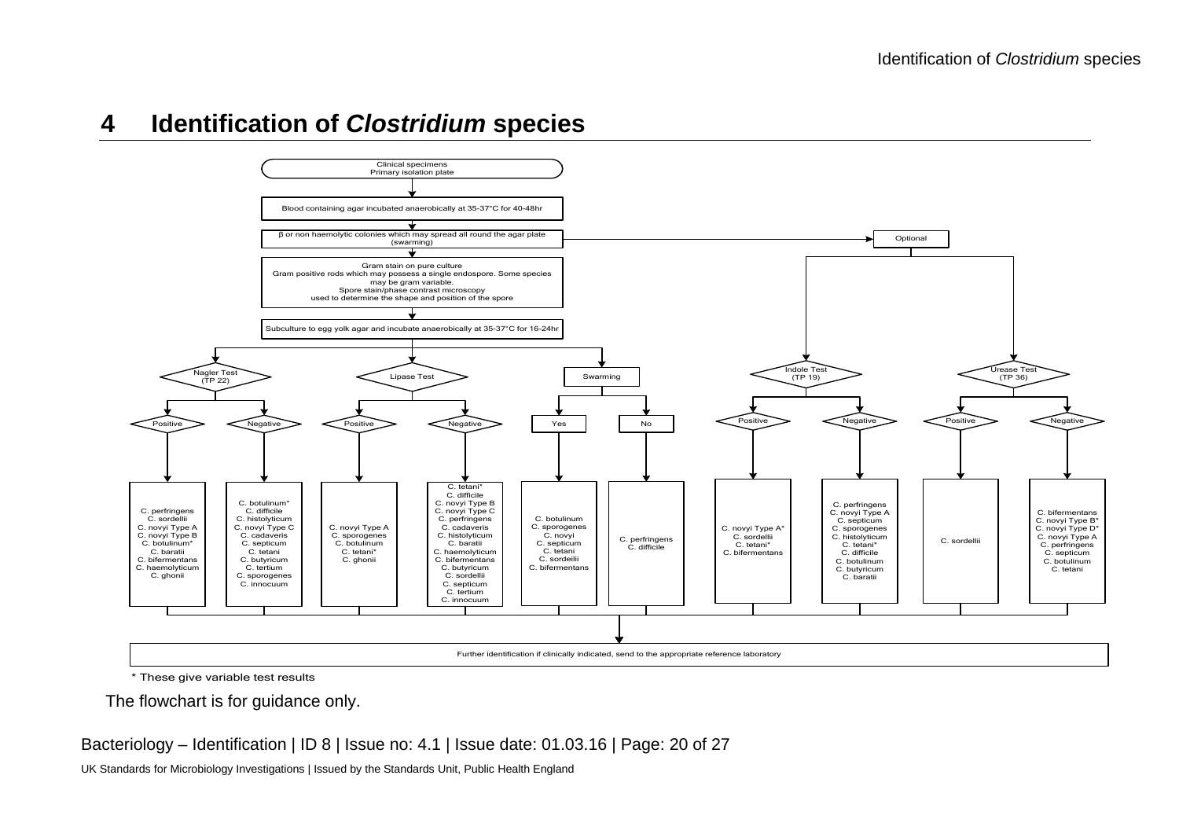# 4 Identification of *Clostridium* species

Clinical specimens
Primary isolation plate

↓

Blood containing agar incubated anaerobically at 35-37°C for 40-48hr

↓

β or non haemolytic colonies which may spread all round the agar plate (swarming) → Optional

↓

Gram stain on pure culture
Gram positive rods which may possess a single endospore. Some species may be gram variable.
Spore stain/phase contrast microscopy used to determine the shape and position of the spore

↓

Subculture to egg yolk agar and incubate anaerobically at 35-37°C for 16-24hr

↓

**Nagler Test (TP 22)**

- Positive: C. perfringens, C. sordellii, C. novyi Type A, C. novyi Type B, C. botulinum*, C. baratii, C. bifermentans, C. haemolyticum, C. ghonii
- Negative: C. botulinum*, C. difficile, C. histolyticum, C. novyi Type C, C. cadaveris, C. septicum, C. tetani, C. butyricum, C. tertium, C. sporogenes, C. innocuum

**Lipase Test**

- Positive: C. novyi Type A, C. sporogenes, C. botulinum, C. tetani*, C. ghonii
- Negative: C. tetani*, C. difficile, C. novyi Type B, C. novyi Type C, C. perfringens, C. cadaveris, C. histolyticum, C. baratii, C. haemolyticum, C. bifermentans, C. butyricum, C. sordellii, C. septicum, C. tertium, C. innocuum

**Swarming**

- Yes: C. botulinum, C. sporogenes, C. novyi, C. septicum, C. tetani, C. sordeilii, C. bifermentans
- No: C. perfringens, C. difficile

**Optional:**

**Indole Test (TP 19)**

- Positive: C. novyi Type A*, C. sordellii, C. tetani*, C. bifermentans
- Negative: C. perfringens, C. novyi Type A, C. septicum, C. sporogenes, C. histolyticum, C. tetani*, C. difficile, C. botulinum, C. butyricum, C. baratii

**Urease Test (TP 36)**

- Positive: C. sordellii
- Negative: C. bifermentans, C. novyi Type B*, C. novyi Type D*, C. novyi Type A, C. perfringens, C. septicum, C. botulinum, C. tetani

↓

Further identification if clinically indicated, send to the appropriate reference laboratory

\* These give variable test results

The flowchart is for guidance only.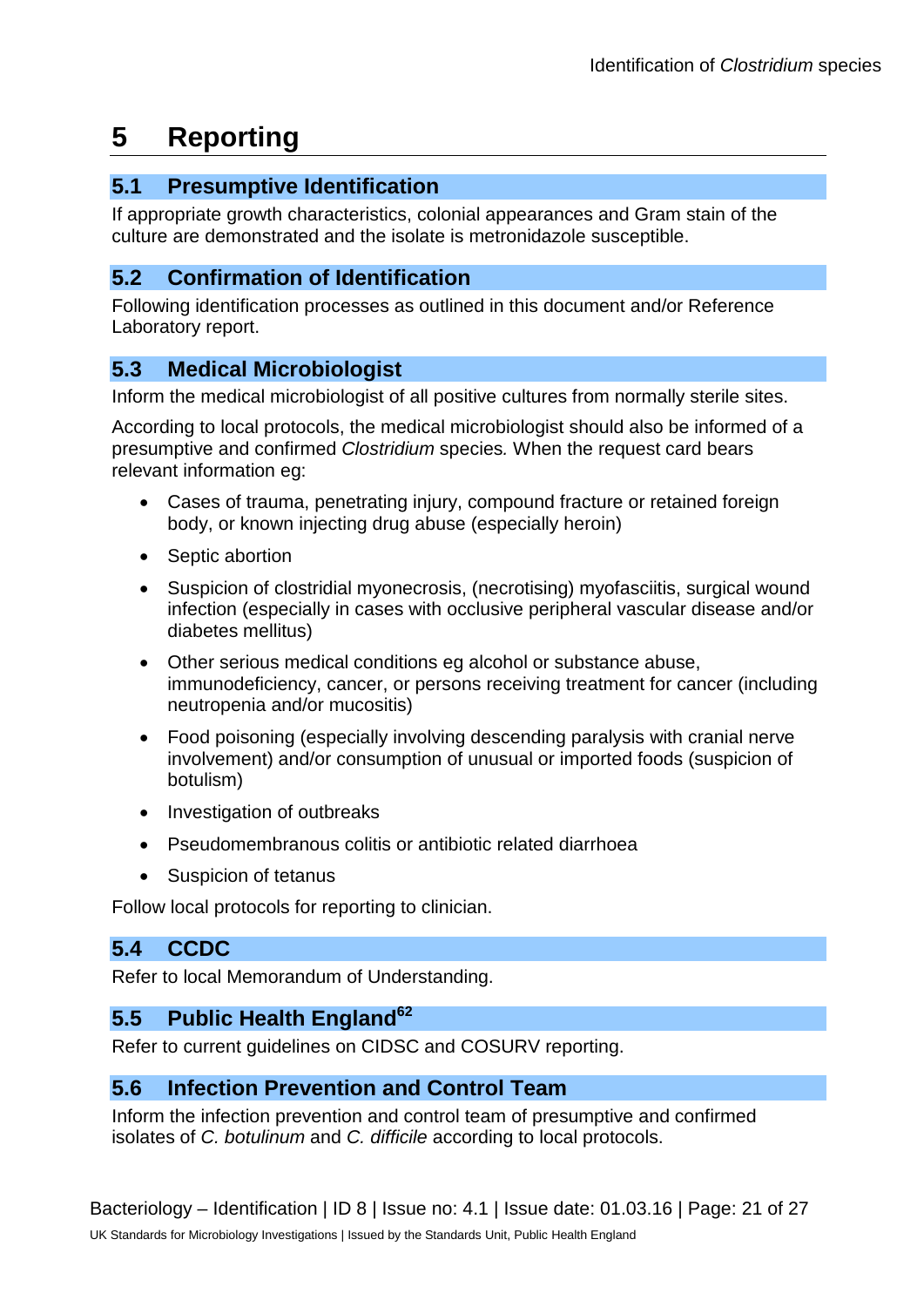# 5 Reporting

## 5.1 Presumptive Identification

If appropriate growth characteristics, colonial appearances and Gram stain of the culture are demonstrated and the isolate is metronidazole susceptible.

## 5.2 Confirmation of Identification

Following identification processes as outlined in this document and/or Reference Laboratory report.

## 5.3 Medical Microbiologist

Inform the medical microbiologist of all positive cultures from normally sterile sites.

According to local protocols, the medical microbiologist should also be informed of a presumptive and confirmed *Clostridium* species*.* When the request card bears relevant information eg:

- Cases of trauma, penetrating injury, compound fracture or retained foreign body, or known injecting drug abuse (especially heroin)
- Septic abortion
- Suspicion of clostridial myonecrosis, (necrotising) myofasciitis, surgical wound infection (especially in cases with occlusive peripheral vascular disease and/or diabetes mellitus)
- Other serious medical conditions eg alcohol or substance abuse, immunodeficiency, cancer, or persons receiving treatment for cancer (including neutropenia and/or mucositis)
- Food poisoning (especially involving descending paralysis with cranial nerve involvement) and/or consumption of unusual or imported foods (suspicion of botulism)
- Investigation of outbreaks
- Pseudomembranous colitis or antibiotic related diarrhoea
- Suspicion of tetanus

Follow local protocols for reporting to clinician.

## 5.4 CCDC

Refer to local Memorandum of Understanding.

## 5.5 Public Health England[62]

Refer to current guidelines on CIDSC and COSURV reporting.

## 5.6 Infection Prevention and Control Team

Inform the infection prevention and control team of presumptive and confirmed isolates of *C. botulinum* and *C. difficile* according to local protocols.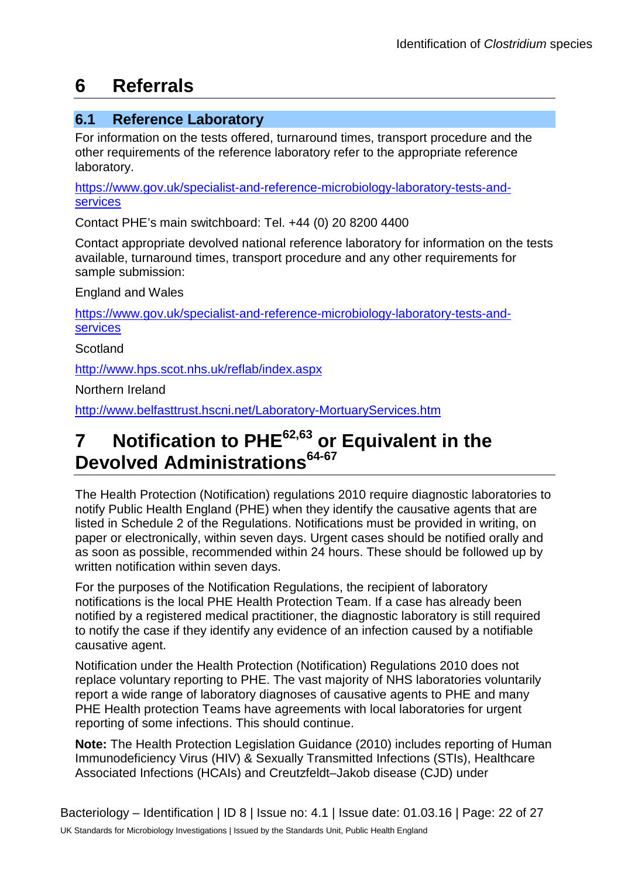# 6 Referrals

## 6.1 Reference Laboratory

For information on the tests offered, turnaround times, transport procedure and the other requirements of the reference laboratory refer to the appropriate reference laboratory.

https://www.gov.uk/specialist-and-reference-microbiology-laboratory-tests-and-services

Contact PHE's main switchboard: Tel. +44 (0) 20 8200 4400

Contact appropriate devolved national reference laboratory for information on the tests available, turnaround times, transport procedure and any other requirements for sample submission:

England and Wales

https://www.gov.uk/specialist-and-reference-microbiology-laboratory-tests-and-services

Scotland

http://www.hps.scot.nhs.uk/reflab/index.aspx

Northern Ireland

http://www.belfasttrust.hscni.net/Laboratory-MortuaryServices.htm

# 7 Notification to PHE[62,63] or Equivalent in the Devolved Administrations[64-67]

The Health Protection (Notification) regulations 2010 require diagnostic laboratories to notify Public Health England (PHE) when they identify the causative agents that are listed in Schedule 2 of the Regulations. Notifications must be provided in writing, on paper or electronically, within seven days. Urgent cases should be notified orally and as soon as possible, recommended within 24 hours. These should be followed up by written notification within seven days.

For the purposes of the Notification Regulations, the recipient of laboratory notifications is the local PHE Health Protection Team. If a case has already been notified by a registered medical practitioner, the diagnostic laboratory is still required to notify the case if they identify any evidence of an infection caused by a notifiable causative agent.

Notification under the Health Protection (Notification) Regulations 2010 does not replace voluntary reporting to PHE. The vast majority of NHS laboratories voluntarily report a wide range of laboratory diagnoses of causative agents to PHE and many PHE Health protection Teams have agreements with local laboratories for urgent reporting of some infections. This should continue.

**Note:** The Health Protection Legislation Guidance (2010) includes reporting of Human Immunodeficiency Virus (HIV) & Sexually Transmitted Infections (STIs), Healthcare Associated Infections (HCAIs) and Creutzfeldt–Jakob disease (CJD) under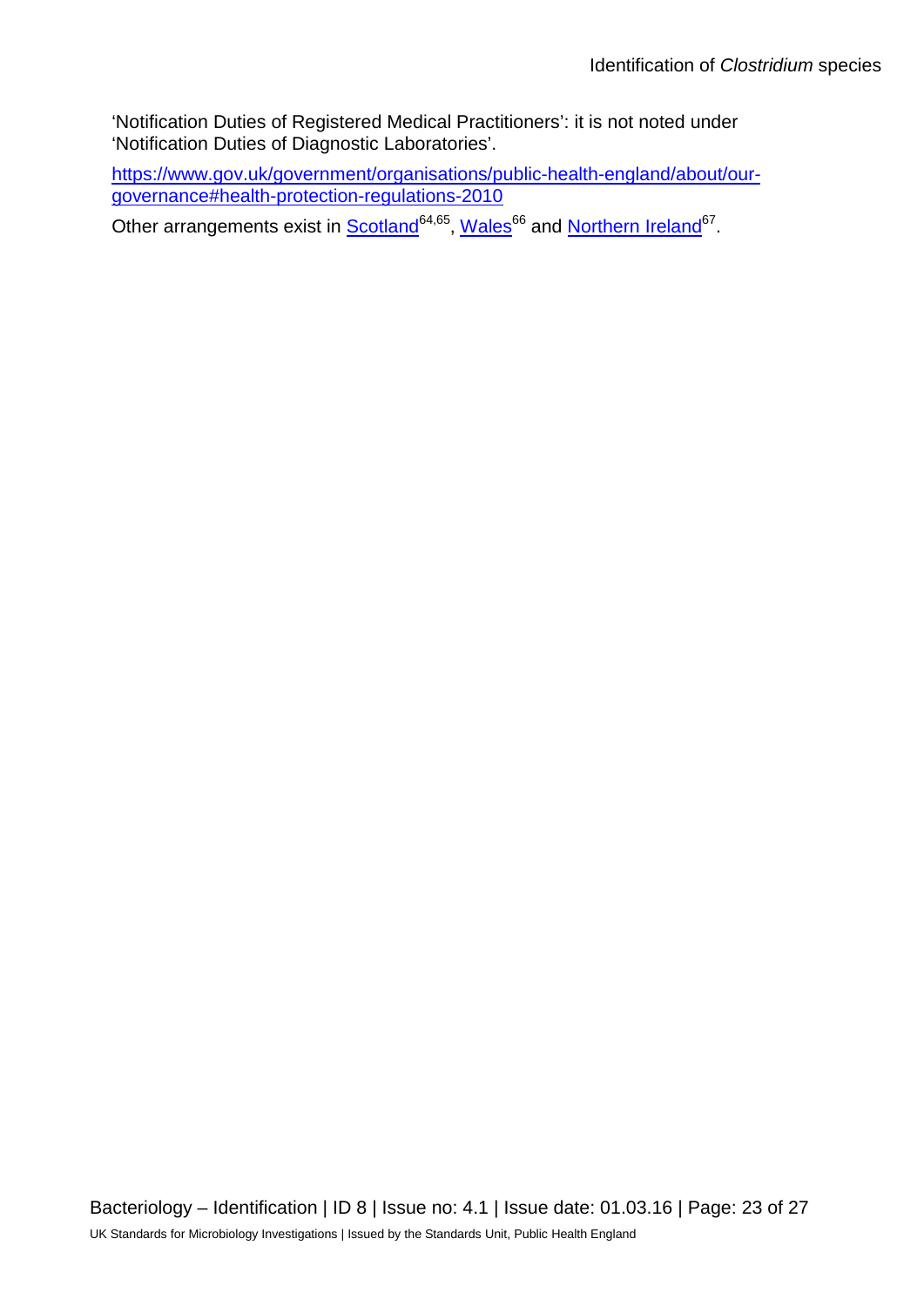'Notification Duties of Registered Medical Practitioners': it is not noted under 'Notification Duties of Diagnostic Laboratories'.

https://www.gov.uk/government/organisations/public-health-england/about/our-governance#health-protection-regulations-2010

Other arrangements exist in Scotland[64,65], Wales[66] and Northern Ireland[67].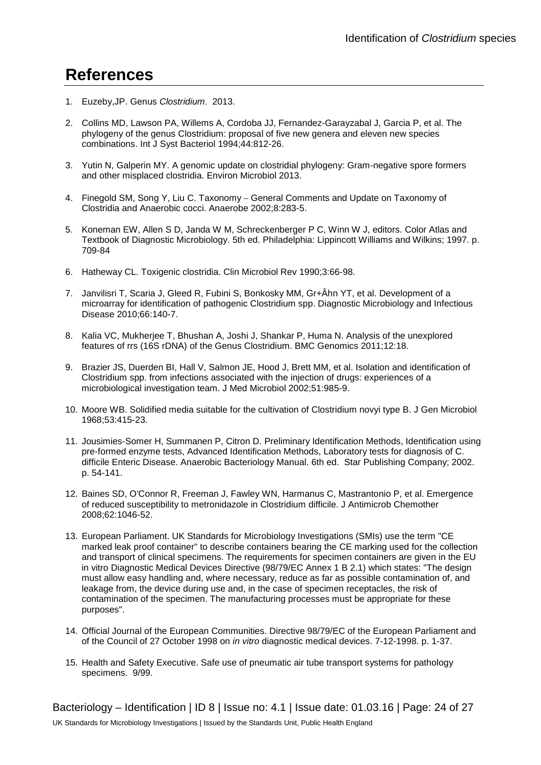# References

1. Euzeby,JP. Genus *Clostridium*. 2013.

2. Collins MD, Lawson PA, Willems A, Cordoba JJ, Fernandez-Garayzabal J, Garcia P, et al. The phylogeny of the genus Clostridium: proposal of five new genera and eleven new species combinations. Int J Syst Bacteriol 1994;44:812-26.

3. Yutin N, Galperin MY. A genomic update on clostridial phylogeny: Gram-negative spore formers and other misplaced clostridia. Environ Microbiol 2013.

4. Finegold SM, Song Y, Liu C. Taxonomy – General Comments and Update on Taxonomy of Clostridia and Anaerobic cocci. Anaerobe 2002;8:283-5.

5. Koneman EW, Allen S D, Janda W M, Schreckenberger P C, Winn W J, editors. Color Atlas and Textbook of Diagnostic Microbiology. 5th ed. Philadelphia: Lippincott Williams and Wilkins; 1997. p. 709-84

6. Hatheway CL. Toxigenic clostridia. Clin Microbiol Rev 1990;3:66-98.

7. Janvilisri T, Scaria J, Gleed R, Fubini S, Bonkosky MM, Gr+Âhn YT, et al. Development of a microarray for identification of pathogenic Clostridium spp. Diagnostic Microbiology and Infectious Disease 2010;66:140-7.

8. Kalia VC, Mukherjee T, Bhushan A, Joshi J, Shankar P, Huma N. Analysis of the unexplored features of rrs (16S rDNA) of the Genus Clostridium. BMC Genomics 2011;12:18.

9. Brazier JS, Duerden BI, Hall V, Salmon JE, Hood J, Brett MM, et al. Isolation and identification of Clostridium spp. from infections associated with the injection of drugs: experiences of a microbiological investigation team. J Med Microbiol 2002;51:985-9.

10. Moore WB. Solidified media suitable for the cultivation of Clostridium novyi type B. J Gen Microbiol 1968;53:415-23.

11. Jousimies-Somer H, Summanen P, Citron D. Preliminary Identification Methods, Identification using pre-formed enzyme tests, Advanced Identification Methods, Laboratory tests for diagnosis of C. difficile Enteric Disease. Anaerobic Bacteriology Manual. 6th ed. Star Publishing Company; 2002. p. 54-141.

12. Baines SD, O'Connor R, Freeman J, Fawley WN, Harmanus C, Mastrantonio P, et al. Emergence of reduced susceptibility to metronidazole in Clostridium difficile. J Antimicrob Chemother 2008;62:1046-52.

13. European Parliament. UK Standards for Microbiology Investigations (SMIs) use the term "CE marked leak proof container" to describe containers bearing the CE marking used for the collection and transport of clinical specimens. The requirements for specimen containers are given in the EU in vitro Diagnostic Medical Devices Directive (98/79/EC Annex 1 B 2.1) which states: "The design must allow easy handling and, where necessary, reduce as far as possible contamination of, and leakage from, the device during use and, in the case of specimen receptacles, the risk of contamination of the specimen. The manufacturing processes must be appropriate for these purposes".

14. Official Journal of the European Communities. Directive 98/79/EC of the European Parliament and of the Council of 27 October 1998 on *in vitro* diagnostic medical devices. 7-12-1998. p. 1-37.

15. Health and Safety Executive. Safe use of pneumatic air tube transport systems for pathology specimens. 9/99.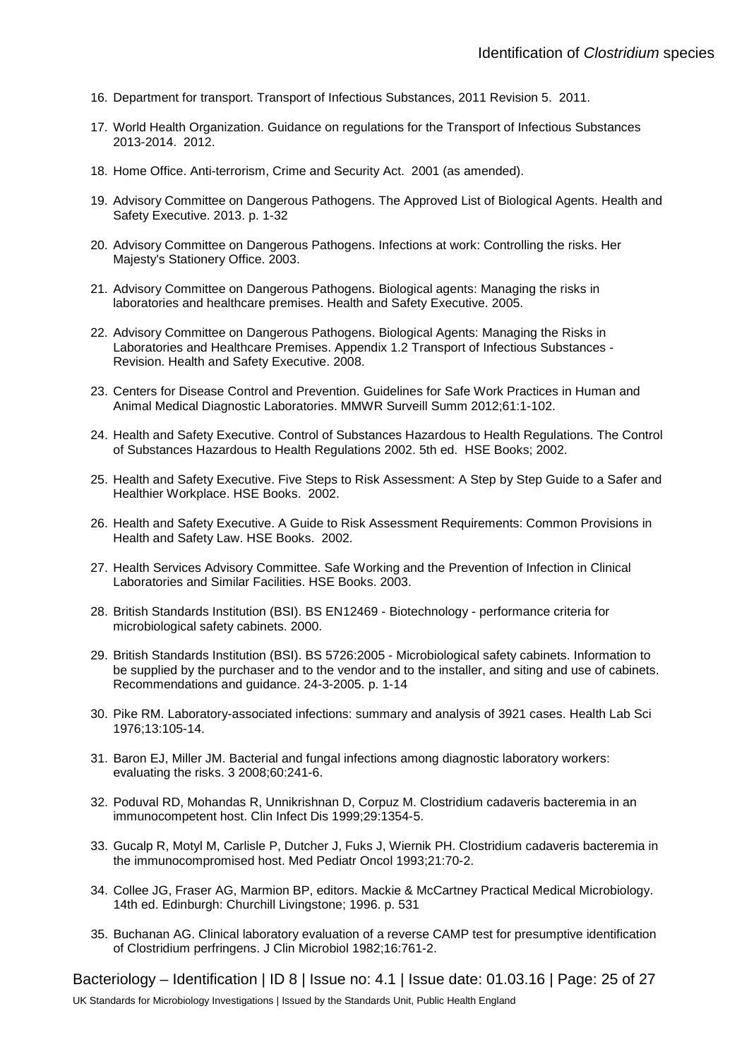16. Department for transport. Transport of Infectious Substances, 2011 Revision 5. 2011.

17. World Health Organization. Guidance on regulations for the Transport of Infectious Substances 2013-2014. 2012.

18. Home Office. Anti-terrorism, Crime and Security Act. 2001 (as amended).

19. Advisory Committee on Dangerous Pathogens. The Approved List of Biological Agents. Health and Safety Executive. 2013. p. 1-32

20. Advisory Committee on Dangerous Pathogens. Infections at work: Controlling the risks. Her Majesty's Stationery Office. 2003.

21. Advisory Committee on Dangerous Pathogens. Biological agents: Managing the risks in laboratories and healthcare premises. Health and Safety Executive. 2005.

22. Advisory Committee on Dangerous Pathogens. Biological Agents: Managing the Risks in Laboratories and Healthcare Premises. Appendix 1.2 Transport of Infectious Substances - Revision. Health and Safety Executive. 2008.

23. Centers for Disease Control and Prevention. Guidelines for Safe Work Practices in Human and Animal Medical Diagnostic Laboratories. MMWR Surveill Summ 2012;61:1-102.

24. Health and Safety Executive. Control of Substances Hazardous to Health Regulations. The Control of Substances Hazardous to Health Regulations 2002. 5th ed. HSE Books; 2002.

25. Health and Safety Executive. Five Steps to Risk Assessment: A Step by Step Guide to a Safer and Healthier Workplace. HSE Books. 2002.

26. Health and Safety Executive. A Guide to Risk Assessment Requirements: Common Provisions in Health and Safety Law. HSE Books. 2002.

27. Health Services Advisory Committee. Safe Working and the Prevention of Infection in Clinical Laboratories and Similar Facilities. HSE Books. 2003.

28. British Standards Institution (BSI). BS EN12469 - Biotechnology - performance criteria for microbiological safety cabinets. 2000.

29. British Standards Institution (BSI). BS 5726:2005 - Microbiological safety cabinets. Information to be supplied by the purchaser and to the vendor and to the installer, and siting and use of cabinets. Recommendations and guidance. 24-3-2005. p. 1-14

30. Pike RM. Laboratory-associated infections: summary and analysis of 3921 cases. Health Lab Sci 1976;13:105-14.

31. Baron EJ, Miller JM. Bacterial and fungal infections among diagnostic laboratory workers: evaluating the risks. 3 2008;60:241-6.

32. Poduval RD, Mohandas R, Unnikrishnan D, Corpuz M. Clostridium cadaveris bacteremia in an immunocompetent host. Clin Infect Dis 1999;29:1354-5.

33. Gucalp R, Motyl M, Carlisle P, Dutcher J, Fuks J, Wiernik PH. Clostridium cadaveris bacteremia in the immunocompromised host. Med Pediatr Oncol 1993;21:70-2.

34. Collee JG, Fraser AG, Marmion BP, editors. Mackie & McCartney Practical Medical Microbiology. 14th ed. Edinburgh: Churchill Livingstone; 1996. p. 531

35. Buchanan AG. Clinical laboratory evaluation of a reverse CAMP test for presumptive identification of Clostridium perfringens. J Clin Microbiol 1982;16:761-2.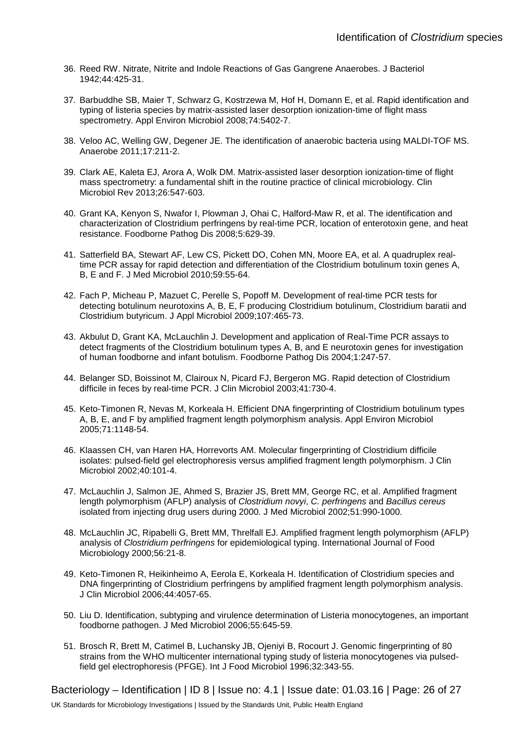36. Reed RW. Nitrate, Nitrite and Indole Reactions of Gas Gangrene Anaerobes. J Bacteriol 1942;44:425-31.

37. Barbuddhe SB, Maier T, Schwarz G, Kostrzewa M, Hof H, Domann E, et al. Rapid identification and typing of listeria species by matrix-assisted laser desorption ionization-time of flight mass spectrometry. Appl Environ Microbiol 2008;74:5402-7.

38. Veloo AC, Welling GW, Degener JE. The identification of anaerobic bacteria using MALDI-TOF MS. Anaerobe 2011;17:211-2.

39. Clark AE, Kaleta EJ, Arora A, Wolk DM. Matrix-assisted laser desorption ionization-time of flight mass spectrometry: a fundamental shift in the routine practice of clinical microbiology. Clin Microbiol Rev 2013;26:547-603.

40. Grant KA, Kenyon S, Nwafor I, Plowman J, Ohai C, Halford-Maw R, et al. The identification and characterization of Clostridium perfringens by real-time PCR, location of enterotoxin gene, and heat resistance. Foodborne Pathog Dis 2008;5:629-39.

41. Satterfield BA, Stewart AF, Lew CS, Pickett DO, Cohen MN, Moore EA, et al. A quadruplex real-time PCR assay for rapid detection and differentiation of the Clostridium botulinum toxin genes A, B, E and F. J Med Microbiol 2010;59:55-64.

42. Fach P, Micheau P, Mazuet C, Perelle S, Popoff M. Development of real-time PCR tests for detecting botulinum neurotoxins A, B, E, F producing Clostridium botulinum, Clostridium baratii and Clostridium butyricum. J Appl Microbiol 2009;107:465-73.

43. Akbulut D, Grant KA, McLauchlin J. Development and application of Real-Time PCR assays to detect fragments of the Clostridium botulinum types A, B, and E neurotoxin genes for investigation of human foodborne and infant botulism. Foodborne Pathog Dis 2004;1:247-57.

44. Belanger SD, Boissinot M, Clairoux N, Picard FJ, Bergeron MG. Rapid detection of Clostridium difficile in feces by real-time PCR. J Clin Microbiol 2003;41:730-4.

45. Keto-Timonen R, Nevas M, Korkeala H. Efficient DNA fingerprinting of Clostridium botulinum types A, B, E, and F by amplified fragment length polymorphism analysis. Appl Environ Microbiol 2005;71:1148-54.

46. Klaassen CH, van Haren HA, Horrevorts AM. Molecular fingerprinting of Clostridium difficile isolates: pulsed-field gel electrophoresis versus amplified fragment length polymorphism. J Clin Microbiol 2002;40:101-4.

47. McLauchlin J, Salmon JE, Ahmed S, Brazier JS, Brett MM, George RC, et al. Amplified fragment length polymorphism (AFLP) analysis of *Clostridium novyi*, *C. perfringens* and *Bacillus cereus* isolated from injecting drug users during 2000. J Med Microbiol 2002;51:990-1000.

48. McLauchlin JC, Ripabelli G, Brett MM, Threlfall EJ. Amplified fragment length polymorphism (AFLP) analysis of *Clostridium perfringens* for epidemiological typing. International Journal of Food Microbiology 2000;56:21-8.

49. Keto-Timonen R, Heikinheimo A, Eerola E, Korkeala H. Identification of Clostridium species and DNA fingerprinting of Clostridium perfringens by amplified fragment length polymorphism analysis. J Clin Microbiol 2006;44:4057-65.

50. Liu D. Identification, subtyping and virulence determination of Listeria monocytogenes, an important foodborne pathogen. J Med Microbiol 2006;55:645-59.

51. Brosch R, Brett M, Catimel B, Luchansky JB, Ojeniyi B, Rocourt J. Genomic fingerprinting of 80 strains from the WHO multicenter international typing study of listeria monocytogenes via pulsed-field gel electrophoresis (PFGE). Int J Food Microbiol 1996;32:343-55.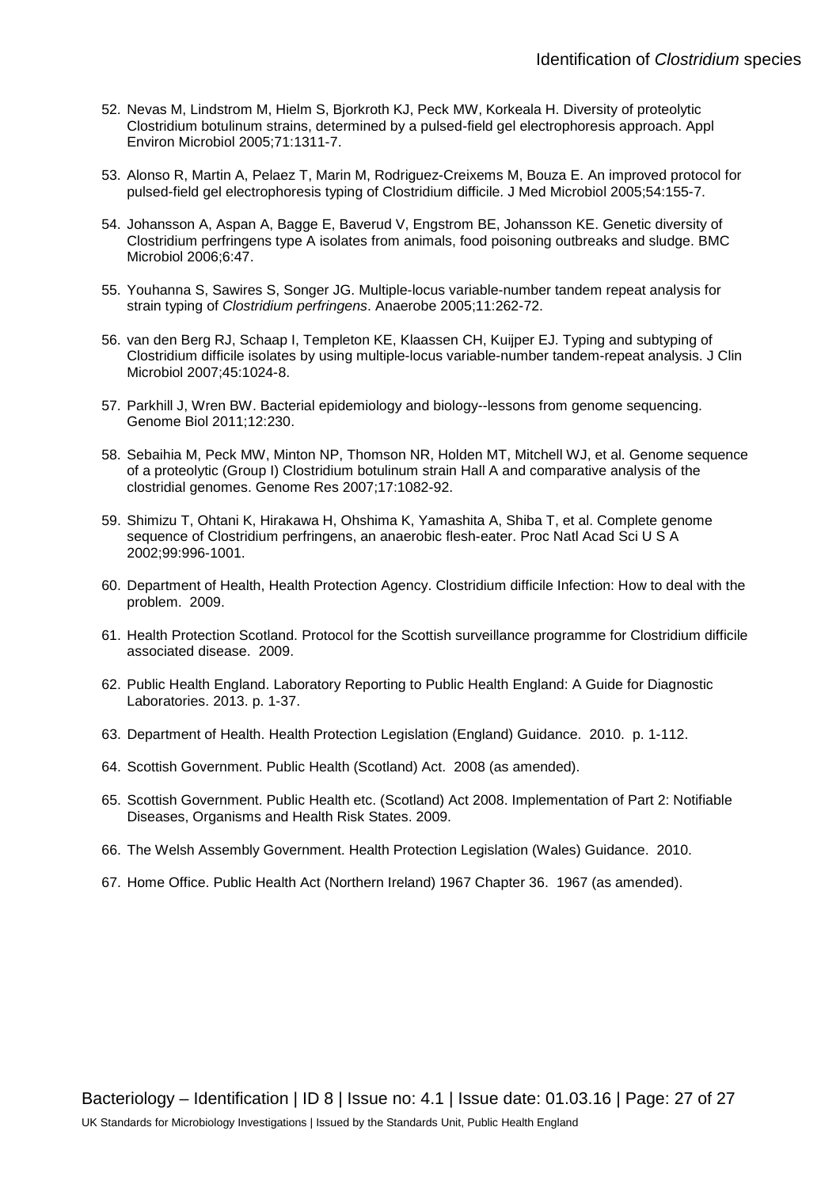52. Nevas M, Lindstrom M, Hielm S, Bjorkroth KJ, Peck MW, Korkeala H. Diversity of proteolytic Clostridium botulinum strains, determined by a pulsed-field gel electrophoresis approach. Appl Environ Microbiol 2005;71:1311-7.

53. Alonso R, Martin A, Pelaez T, Marin M, Rodriguez-Creixems M, Bouza E. An improved protocol for pulsed-field gel electrophoresis typing of Clostridium difficile. J Med Microbiol 2005;54:155-7.

54. Johansson A, Aspan A, Bagge E, Baverud V, Engstrom BE, Johansson KE. Genetic diversity of Clostridium perfringens type A isolates from animals, food poisoning outbreaks and sludge. BMC Microbiol 2006;6:47.

55. Youhanna S, Sawires S, Songer JG. Multiple-locus variable-number tandem repeat analysis for strain typing of *Clostridium perfringens*. Anaerobe 2005;11:262-72.

56. van den Berg RJ, Schaap I, Templeton KE, Klaassen CH, Kuijper EJ. Typing and subtyping of Clostridium difficile isolates by using multiple-locus variable-number tandem-repeat analysis. J Clin Microbiol 2007;45:1024-8.

57. Parkhill J, Wren BW. Bacterial epidemiology and biology--lessons from genome sequencing. Genome Biol 2011;12:230.

58. Sebaihia M, Peck MW, Minton NP, Thomson NR, Holden MT, Mitchell WJ, et al. Genome sequence of a proteolytic (Group I) Clostridium botulinum strain Hall A and comparative analysis of the clostridial genomes. Genome Res 2007;17:1082-92.

59. Shimizu T, Ohtani K, Hirakawa H, Ohshima K, Yamashita A, Shiba T, et al. Complete genome sequence of Clostridium perfringens, an anaerobic flesh-eater. Proc Natl Acad Sci U S A 2002;99:996-1001.

60. Department of Health, Health Protection Agency. Clostridium difficile Infection: How to deal with the problem. 2009.

61. Health Protection Scotland. Protocol for the Scottish surveillance programme for Clostridium difficile associated disease. 2009.

62. Public Health England. Laboratory Reporting to Public Health England: A Guide for Diagnostic Laboratories. 2013. p. 1-37.

63. Department of Health. Health Protection Legislation (England) Guidance. 2010. p. 1-112.

64. Scottish Government. Public Health (Scotland) Act. 2008 (as amended).

65. Scottish Government. Public Health etc. (Scotland) Act 2008. Implementation of Part 2: Notifiable Diseases, Organisms and Health Risk States. 2009.

66. The Welsh Assembly Government. Health Protection Legislation (Wales) Guidance. 2010.

67. Home Office. Public Health Act (Northern Ireland) 1967 Chapter 36. 1967 (as amended).